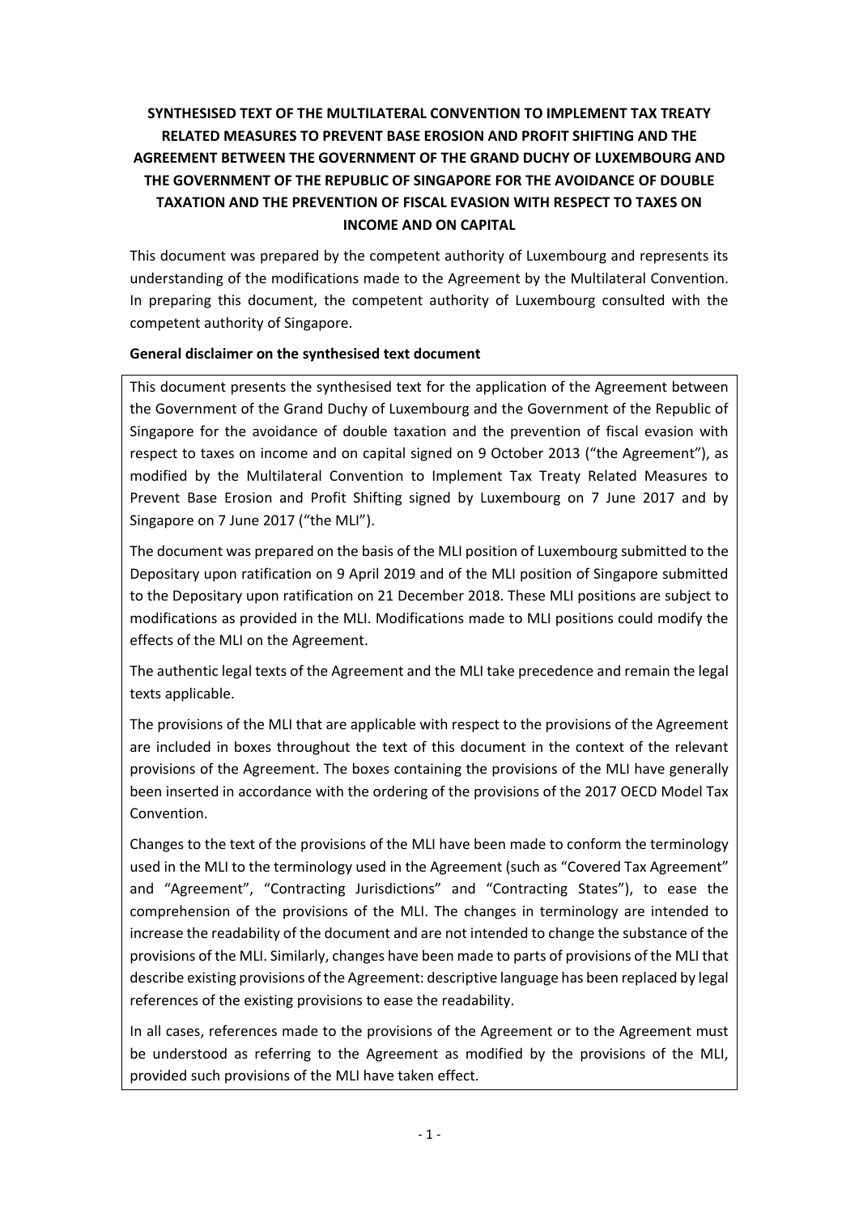# SYNTHESISED TEXT OF THE MULTILATERAL CONVENTION TO IMPLEMENT TAX TREATY RELATED MEASURES TO PREVENT BASE EROSION AND PROFIT SHIFTING AND THE AGREEMENT BETWEEN THE GOVERNMENT OF THE GRAND DUCHY OF LUXEMBOURG AND THE GOVERNMENT OF THE REPUBLIC OF SINGAPORE FOR THE AVOIDANCE OF DOUBLE TAXATION AND THE PREVENTION OF FISCAL EVASION WITH RESPECT TO TAXES ON INCOME AND ON CAPITAL

This document was prepared by the competent authority of Luxembourg and represents its understanding of the modifications made to the Agreement by the Multilateral Convention. In preparing this document, the competent authority of Luxembourg consulted with the competent authority of Singapore.

**General disclaimer on the synthesised text document**

This document presents the synthesised text for the application of the Agreement between the Government of the Grand Duchy of Luxembourg and the Government of the Republic of Singapore for the avoidance of double taxation and the prevention of fiscal evasion with respect to taxes on income and on capital signed on 9 October 2013 ("the Agreement"), as modified by the Multilateral Convention to Implement Tax Treaty Related Measures to Prevent Base Erosion and Profit Shifting signed by Luxembourg on 7 June 2017 and by Singapore on 7 June 2017 ("the MLI").

The document was prepared on the basis of the MLI position of Luxembourg submitted to the Depositary upon ratification on 9 April 2019 and of the MLI position of Singapore submitted to the Depositary upon ratification on 21 December 2018. These MLI positions are subject to modifications as provided in the MLI. Modifications made to MLI positions could modify the effects of the MLI on the Agreement.

The authentic legal texts of the Agreement and the MLI take precedence and remain the legal texts applicable.

The provisions of the MLI that are applicable with respect to the provisions of the Agreement are included in boxes throughout the text of this document in the context of the relevant provisions of the Agreement. The boxes containing the provisions of the MLI have generally been inserted in accordance with the ordering of the provisions of the 2017 OECD Model Tax Convention.

Changes to the text of the provisions of the MLI have been made to conform the terminology used in the MLI to the terminology used in the Agreement (such as "Covered Tax Agreement" and "Agreement", "Contracting Jurisdictions" and "Contracting States"), to ease the comprehension of the provisions of the MLI. The changes in terminology are intended to increase the readability of the document and are not intended to change the substance of the provisions of the MLI. Similarly, changes have been made to parts of provisions of the MLI that describe existing provisions of the Agreement: descriptive language has been replaced by legal references of the existing provisions to ease the readability.

In all cases, references made to the provisions of the Agreement or to the Agreement must be understood as referring to the Agreement as modified by the provisions of the MLI, provided such provisions of the MLI have taken effect.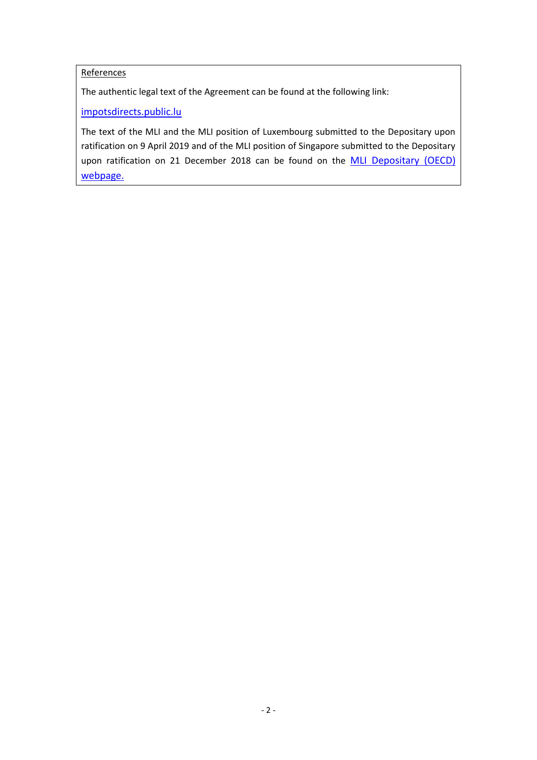References

The authentic legal text of the Agreement can be found at the following link:

[impotsdirects.public.lu](impotsdirects.public.lu)

The text of the MLI and the MLI position of Luxembourg submitted to the Depositary upon ratification on 9 April 2019 and of the MLI position of Singapore submitted to the Depositary upon ratification on 21 December 2018 can be found on the MLI Depositary (OECD) webpage.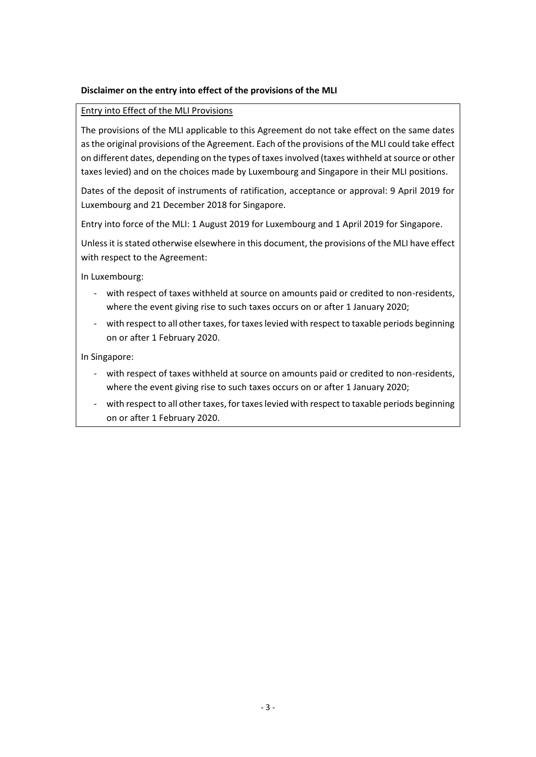**Disclaimer on the entry into effect of the provisions of the MLI**

Entry into Effect of the MLI Provisions

The provisions of the MLI applicable to this Agreement do not take effect on the same dates as the original provisions of the Agreement. Each of the provisions of the MLI could take effect on different dates, depending on the types of taxes involved (taxes withheld at source or other taxes levied) and on the choices made by Luxembourg and Singapore in their MLI positions.

Dates of the deposit of instruments of ratification, acceptance or approval: 9 April 2019 for Luxembourg and 21 December 2018 for Singapore.

Entry into force of the MLI: 1 August 2019 for Luxembourg and 1 April 2019 for Singapore.

Unless it is stated otherwise elsewhere in this document, the provisions of the MLI have effect with respect to the Agreement:

In Luxembourg:

- with respect of taxes withheld at source on amounts paid or credited to non-residents, where the event giving rise to such taxes occurs on or after 1 January 2020;
- with respect to all other taxes, for taxes levied with respect to taxable periods beginning on or after 1 February 2020.

In Singapore:

- with respect of taxes withheld at source on amounts paid or credited to non-residents, where the event giving rise to such taxes occurs on or after 1 January 2020;
- with respect to all other taxes, for taxes levied with respect to taxable periods beginning on or after 1 February 2020.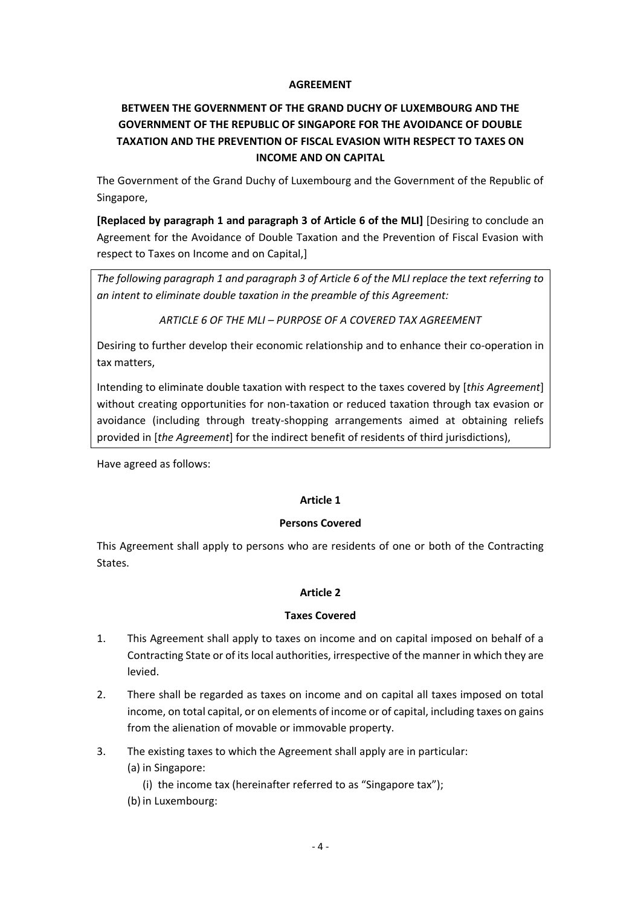**AGREEMENT**

**BETWEEN THE GOVERNMENT OF THE GRAND DUCHY OF LUXEMBOURG AND THE GOVERNMENT OF THE REPUBLIC OF SINGAPORE FOR THE AVOIDANCE OF DOUBLE TAXATION AND THE PREVENTION OF FISCAL EVASION WITH RESPECT TO TAXES ON INCOME AND ON CAPITAL**

The Government of the Grand Duchy of Luxembourg and the Government of the Republic of Singapore,

**[Replaced by paragraph 1 and paragraph 3 of Article 6 of the MLI]** [Desiring to conclude an Agreement for the Avoidance of Double Taxation and the Prevention of Fiscal Evasion with respect to Taxes on Income and on Capital,]

> *The following paragraph 1 and paragraph 3 of Article 6 of the MLI replace the text referring to an intent to eliminate double taxation in the preamble of this Agreement:*
>
> *ARTICLE 6 OF THE MLI – PURPOSE OF A COVERED TAX AGREEMENT*
>
> Desiring to further develop their economic relationship and to enhance their co-operation in tax matters,
>
> Intending to eliminate double taxation with respect to the taxes covered by [*this Agreement*] without creating opportunities for non-taxation or reduced taxation through tax evasion or avoidance (including through treaty-shopping arrangements aimed at obtaining reliefs provided in [*the Agreement*] for the indirect benefit of residents of third jurisdictions),

Have agreed as follows:

**Article 1**

**Persons Covered**

This Agreement shall apply to persons who are residents of one or both of the Contracting States.

**Article 2**

**Taxes Covered**

1. This Agreement shall apply to taxes on income and on capital imposed on behalf of a Contracting State or of its local authorities, irrespective of the manner in which they are levied.
2. There shall be regarded as taxes on income and on capital all taxes imposed on total income, on total capital, or on elements of income or of capital, including taxes on gains from the alienation of movable or immovable property.
3. The existing taxes to which the Agreement shall apply are in particular:
   (a) in Singapore:
      (i) the income tax (hereinafter referred to as "Singapore tax");
   (b) in Luxembourg: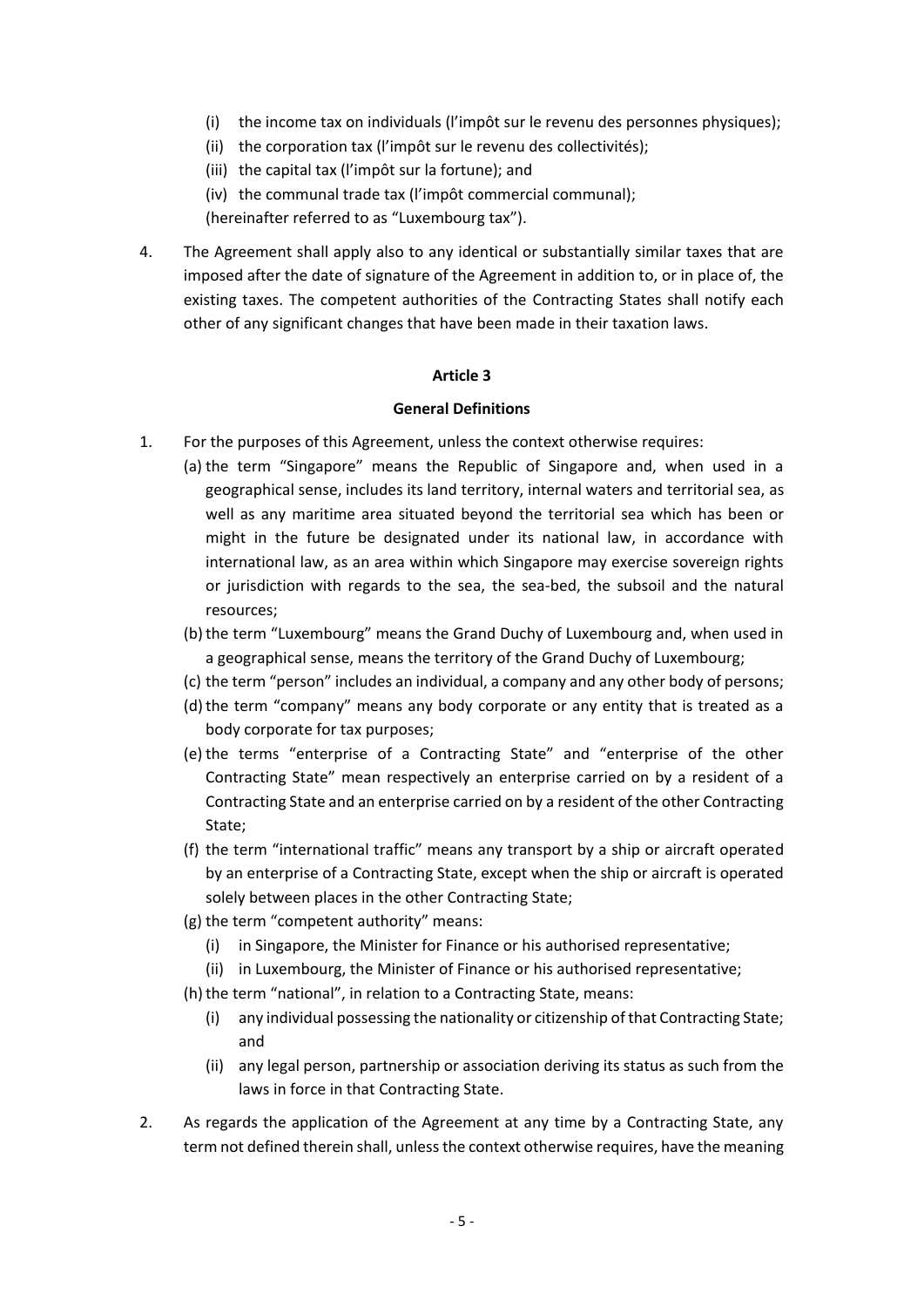(i) the income tax on individuals (l'impôt sur le revenu des personnes physiques);
(ii) the corporation tax (l'impôt sur le revenu des collectivités);
(iii) the capital tax (l'impôt sur la fortune); and
(iv) the communal trade tax (l'impôt commercial communal);
(hereinafter referred to as "Luxembourg tax").

4. The Agreement shall apply also to any identical or substantially similar taxes that are imposed after the date of signature of the Agreement in addition to, or in place of, the existing taxes. The competent authorities of the Contracting States shall notify each other of any significant changes that have been made in their taxation laws.

**Article 3**

**General Definitions**

1. For the purposes of this Agreement, unless the context otherwise requires:
   (a) the term "Singapore" means the Republic of Singapore and, when used in a geographical sense, includes its land territory, internal waters and territorial sea, as well as any maritime area situated beyond the territorial sea which has been or might in the future be designated under its national law, in accordance with international law, as an area within which Singapore may exercise sovereign rights or jurisdiction with regards to the sea, the sea-bed, the subsoil and the natural resources;
   (b) the term "Luxembourg" means the Grand Duchy of Luxembourg and, when used in a geographical sense, means the territory of the Grand Duchy of Luxembourg;
   (c) the term "person" includes an individual, a company and any other body of persons;
   (d) the term "company" means any body corporate or any entity that is treated as a body corporate for tax purposes;
   (e) the terms "enterprise of a Contracting State" and "enterprise of the other Contracting State" mean respectively an enterprise carried on by a resident of a Contracting State and an enterprise carried on by a resident of the other Contracting State;
   (f) the term "international traffic" means any transport by a ship or aircraft operated by an enterprise of a Contracting State, except when the ship or aircraft is operated solely between places in the other Contracting State;
   (g) the term "competent authority" means:
      (i) in Singapore, the Minister for Finance or his authorised representative;
      (ii) in Luxembourg, the Minister of Finance or his authorised representative;
   (h) the term "national", in relation to a Contracting State, means:
      (i) any individual possessing the nationality or citizenship of that Contracting State; and
      (ii) any legal person, partnership or association deriving its status as such from the laws in force in that Contracting State.

2. As regards the application of the Agreement at any time by a Contracting State, any term not defined therein shall, unless the context otherwise requires, have the meaning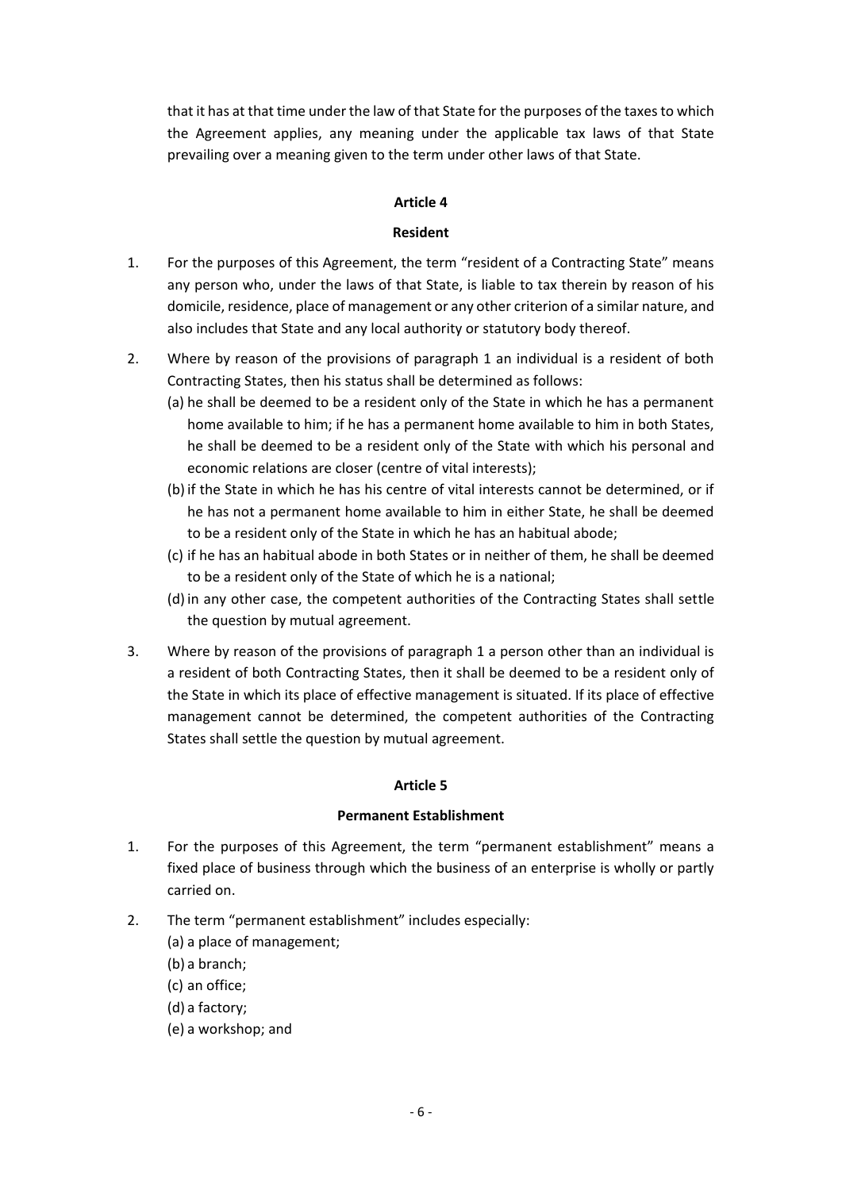that it has at that time under the law of that State for the purposes of the taxes to which the Agreement applies, any meaning under the applicable tax laws of that State prevailing over a meaning given to the term under other laws of that State.

**Article 4**

**Resident**

1. For the purposes of this Agreement, the term "resident of a Contracting State" means any person who, under the laws of that State, is liable to tax therein by reason of his domicile, residence, place of management or any other criterion of a similar nature, and also includes that State and any local authority or statutory body thereof.

2. Where by reason of the provisions of paragraph 1 an individual is a resident of both Contracting States, then his status shall be determined as follows:
   (a) he shall be deemed to be a resident only of the State in which he has a permanent home available to him; if he has a permanent home available to him in both States, he shall be deemed to be a resident only of the State with which his personal and economic relations are closer (centre of vital interests);
   (b) if the State in which he has his centre of vital interests cannot be determined, or if he has not a permanent home available to him in either State, he shall be deemed to be a resident only of the State in which he has an habitual abode;
   (c) if he has an habitual abode in both States or in neither of them, he shall be deemed to be a resident only of the State of which he is a national;
   (d) in any other case, the competent authorities of the Contracting States shall settle the question by mutual agreement.

3. Where by reason of the provisions of paragraph 1 a person other than an individual is a resident of both Contracting States, then it shall be deemed to be a resident only of the State in which its place of effective management is situated. If its place of effective management cannot be determined, the competent authorities of the Contracting States shall settle the question by mutual agreement.

**Article 5**

**Permanent Establishment**

1. For the purposes of this Agreement, the term "permanent establishment" means a fixed place of business through which the business of an enterprise is wholly or partly carried on.

2. The term "permanent establishment" includes especially:
   (a) a place of management;
   (b) a branch;
   (c) an office;
   (d) a factory;
   (e) a workshop; and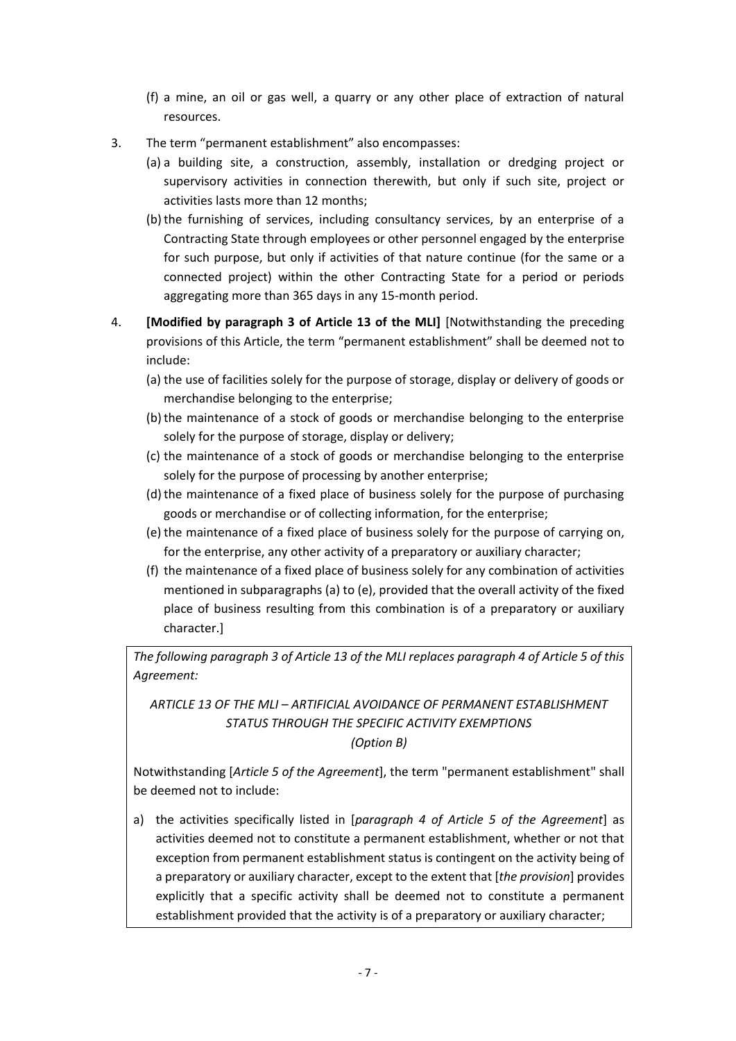(f) a mine, an oil or gas well, a quarry or any other place of extraction of natural resources.

3. The term "permanent establishment" also encompasses:

   (a) a building site, a construction, assembly, installation or dredging project or supervisory activities in connection therewith, but only if such site, project or activities lasts more than 12 months;

   (b) the furnishing of services, including consultancy services, by an enterprise of a Contracting State through employees or other personnel engaged by the enterprise for such purpose, but only if activities of that nature continue (for the same or a connected project) within the other Contracting State for a period or periods aggregating more than 365 days in any 15-month period.

4. **[Modified by paragraph 3 of Article 13 of the MLI]** [Notwithstanding the preceding provisions of this Article, the term "permanent establishment" shall be deemed not to include:

   (a) the use of facilities solely for the purpose of storage, display or delivery of goods or merchandise belonging to the enterprise;

   (b) the maintenance of a stock of goods or merchandise belonging to the enterprise solely for the purpose of storage, display or delivery;

   (c) the maintenance of a stock of goods or merchandise belonging to the enterprise solely for the purpose of processing by another enterprise;

   (d) the maintenance of a fixed place of business solely for the purpose of purchasing goods or merchandise or of collecting information, for the enterprise;

   (e) the maintenance of a fixed place of business solely for the purpose of carrying on, for the enterprise, any other activity of a preparatory or auxiliary character;

   (f) the maintenance of a fixed place of business solely for any combination of activities mentioned in subparagraphs (a) to (e), provided that the overall activity of the fixed place of business resulting from this combination is of a preparatory or auxiliary character.]

*The following paragraph 3 of Article 13 of the MLI replaces paragraph 4 of Article 5 of this Agreement:*

*ARTICLE 13 OF THE MLI – ARTIFICIAL AVOIDANCE OF PERMANENT ESTABLISHMENT STATUS THROUGH THE SPECIFIC ACTIVITY EXEMPTIONS*
*(Option B)*

Notwithstanding [*Article 5 of the Agreement*], the term "permanent establishment" shall be deemed not to include:

a) the activities specifically listed in [*paragraph 4 of Article 5 of the Agreement*] as activities deemed not to constitute a permanent establishment, whether or not that exception from permanent establishment status is contingent on the activity being of a preparatory or auxiliary character, except to the extent that [*the provision*] provides explicitly that a specific activity shall be deemed not to constitute a permanent establishment provided that the activity is of a preparatory or auxiliary character;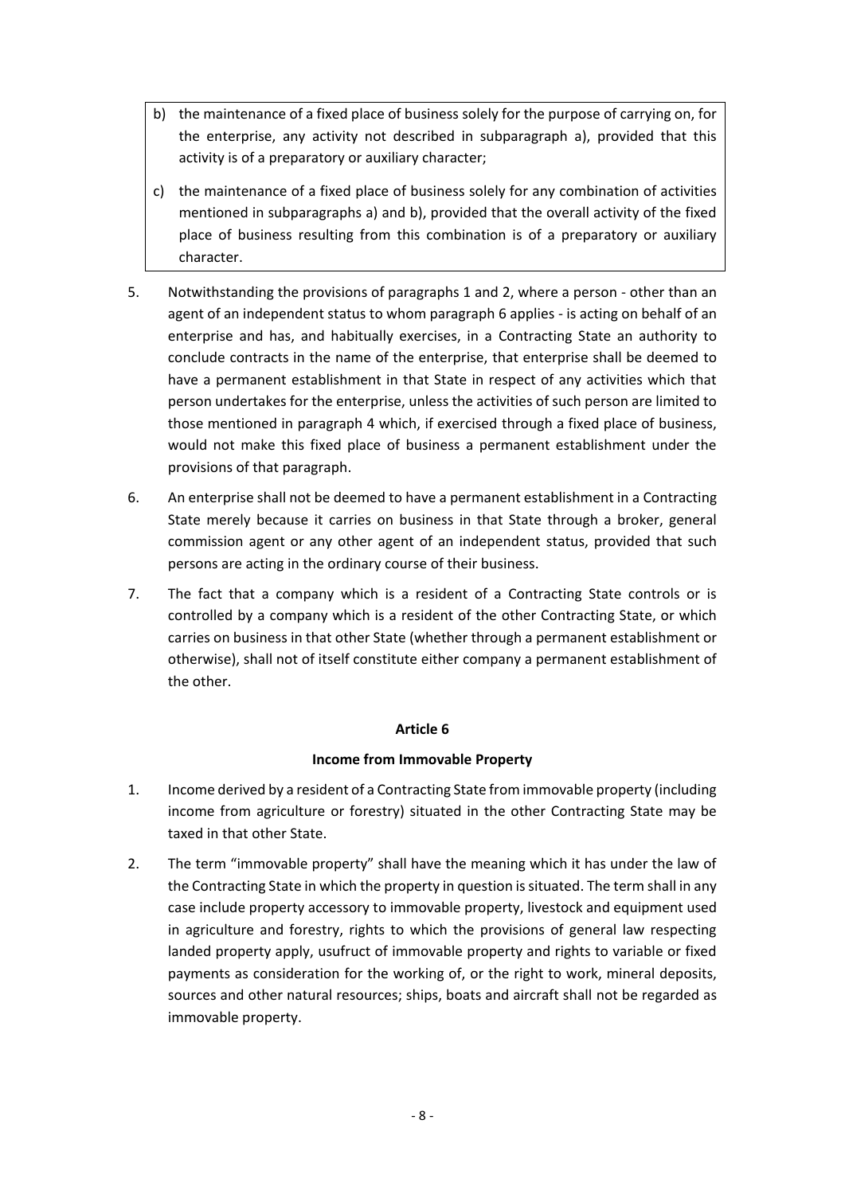b) the maintenance of a fixed place of business solely for the purpose of carrying on, for the enterprise, any activity not described in subparagraph a), provided that this activity is of a preparatory or auxiliary character;

c) the maintenance of a fixed place of business solely for any combination of activities mentioned in subparagraphs a) and b), provided that the overall activity of the fixed place of business resulting from this combination is of a preparatory or auxiliary character.

5. Notwithstanding the provisions of paragraphs 1 and 2, where a person - other than an agent of an independent status to whom paragraph 6 applies - is acting on behalf of an enterprise and has, and habitually exercises, in a Contracting State an authority to conclude contracts in the name of the enterprise, that enterprise shall be deemed to have a permanent establishment in that State in respect of any activities which that person undertakes for the enterprise, unless the activities of such person are limited to those mentioned in paragraph 4 which, if exercised through a fixed place of business, would not make this fixed place of business a permanent establishment under the provisions of that paragraph.

6. An enterprise shall not be deemed to have a permanent establishment in a Contracting State merely because it carries on business in that State through a broker, general commission agent or any other agent of an independent status, provided that such persons are acting in the ordinary course of their business.

7. The fact that a company which is a resident of a Contracting State controls or is controlled by a company which is a resident of the other Contracting State, or which carries on business in that other State (whether through a permanent establishment or otherwise), shall not of itself constitute either company a permanent establishment of the other.

## Article 6

### Income from Immovable Property

1. Income derived by a resident of a Contracting State from immovable property (including income from agriculture or forestry) situated in the other Contracting State may be taxed in that other State.

2. The term "immovable property" shall have the meaning which it has under the law of the Contracting State in which the property in question is situated. The term shall in any case include property accessory to immovable property, livestock and equipment used in agriculture and forestry, rights to which the provisions of general law respecting landed property apply, usufruct of immovable property and rights to variable or fixed payments as consideration for the working of, or the right to work, mineral deposits, sources and other natural resources; ships, boats and aircraft shall not be regarded as immovable property.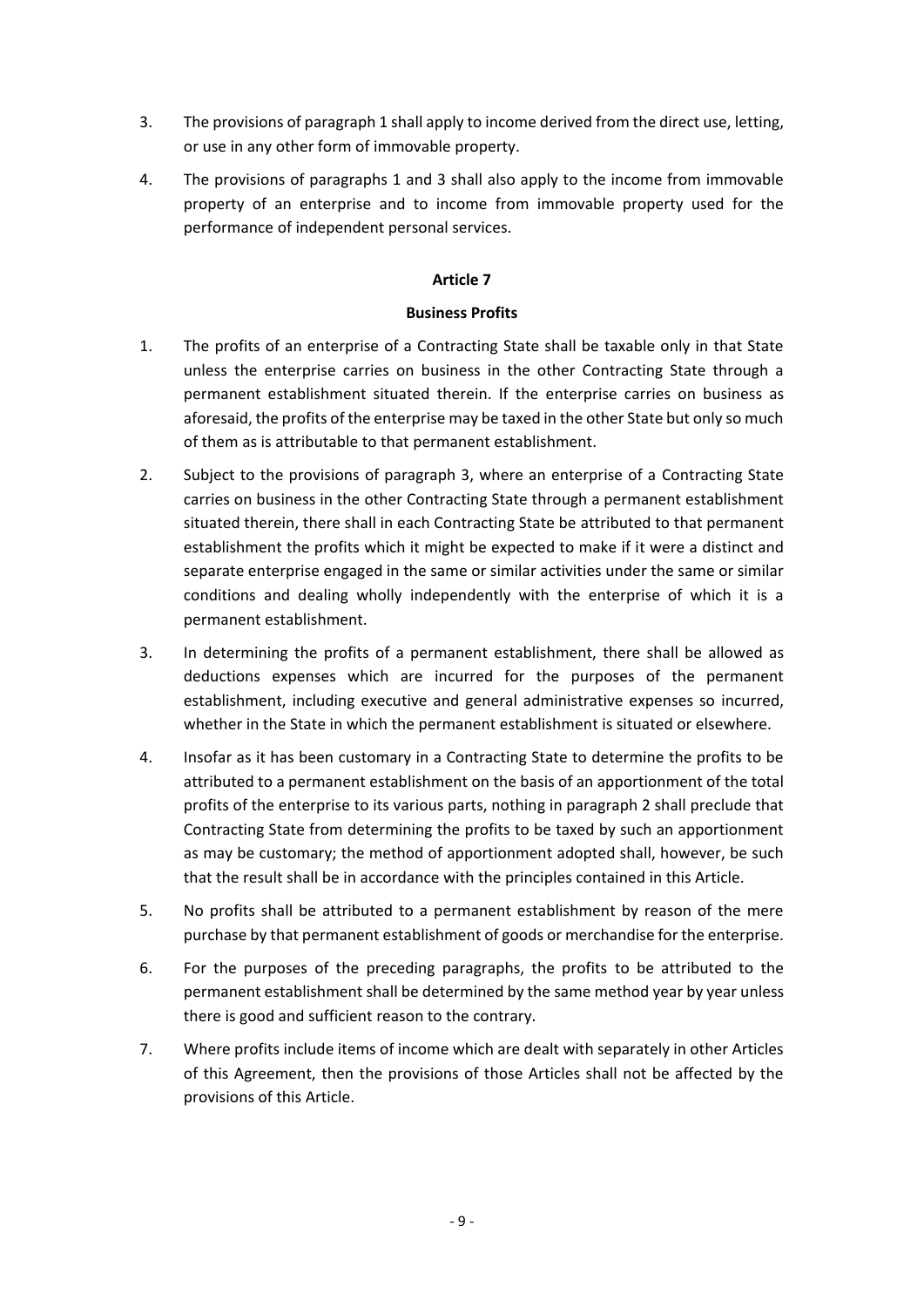3. The provisions of paragraph 1 shall apply to income derived from the direct use, letting, or use in any other form of immovable property.

4. The provisions of paragraphs 1 and 3 shall also apply to the income from immovable property of an enterprise and to income from immovable property used for the performance of independent personal services.

**Article 7**

**Business Profits**

1. The profits of an enterprise of a Contracting State shall be taxable only in that State unless the enterprise carries on business in the other Contracting State through a permanent establishment situated therein. If the enterprise carries on business as aforesaid, the profits of the enterprise may be taxed in the other State but only so much of them as is attributable to that permanent establishment.

2. Subject to the provisions of paragraph 3, where an enterprise of a Contracting State carries on business in the other Contracting State through a permanent establishment situated therein, there shall in each Contracting State be attributed to that permanent establishment the profits which it might be expected to make if it were a distinct and separate enterprise engaged in the same or similar activities under the same or similar conditions and dealing wholly independently with the enterprise of which it is a permanent establishment.

3. In determining the profits of a permanent establishment, there shall be allowed as deductions expenses which are incurred for the purposes of the permanent establishment, including executive and general administrative expenses so incurred, whether in the State in which the permanent establishment is situated or elsewhere.

4. Insofar as it has been customary in a Contracting State to determine the profits to be attributed to a permanent establishment on the basis of an apportionment of the total profits of the enterprise to its various parts, nothing in paragraph 2 shall preclude that Contracting State from determining the profits to be taxed by such an apportionment as may be customary; the method of apportionment adopted shall, however, be such that the result shall be in accordance with the principles contained in this Article.

5. No profits shall be attributed to a permanent establishment by reason of the mere purchase by that permanent establishment of goods or merchandise for the enterprise.

6. For the purposes of the preceding paragraphs, the profits to be attributed to the permanent establishment shall be determined by the same method year by year unless there is good and sufficient reason to the contrary.

7. Where profits include items of income which are dealt with separately in other Articles of this Agreement, then the provisions of those Articles shall not be affected by the provisions of this Article.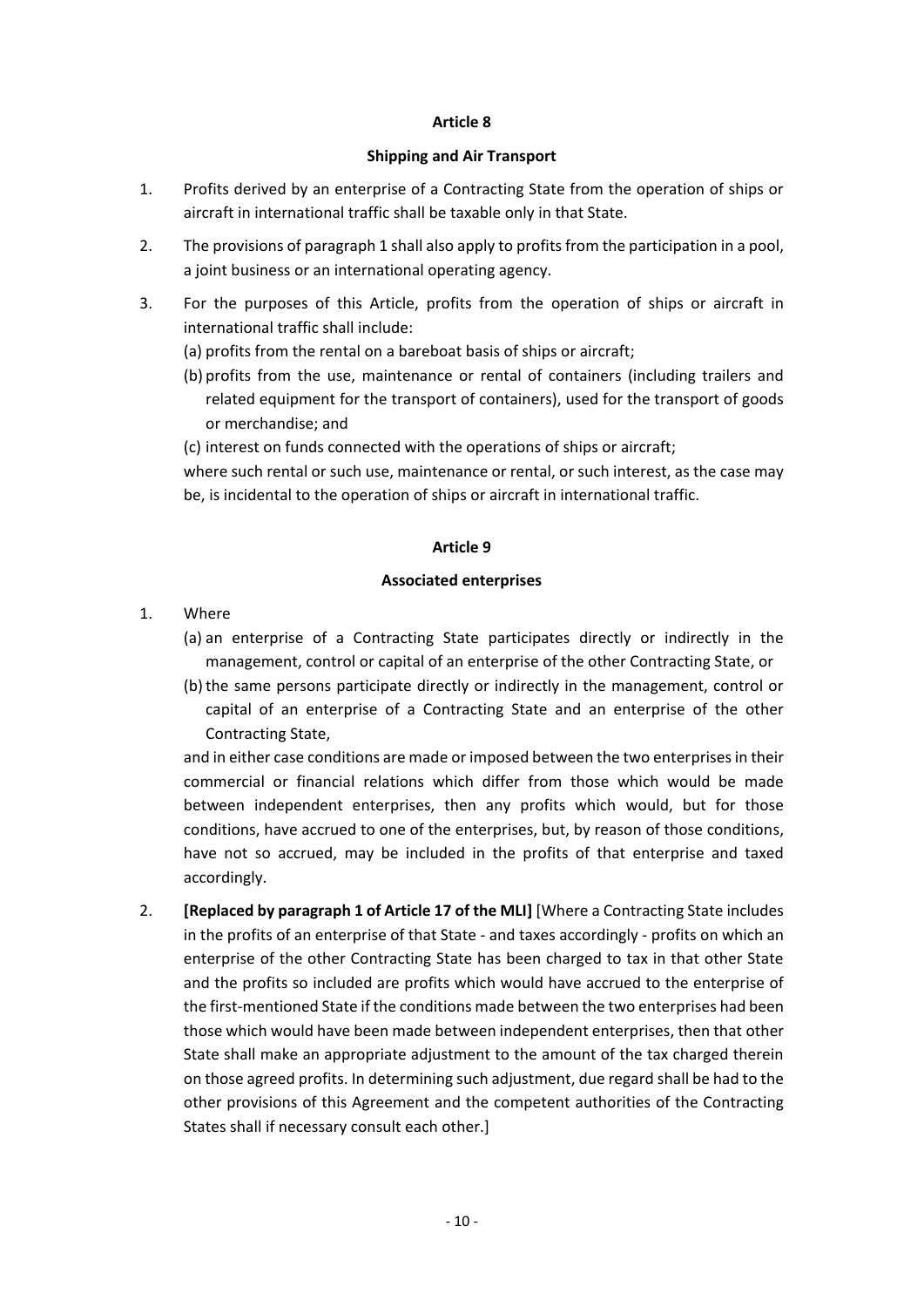**Article 8**

**Shipping and Air Transport**

1. Profits derived by an enterprise of a Contracting State from the operation of ships or aircraft in international traffic shall be taxable only in that State.

2. The provisions of paragraph 1 shall also apply to profits from the participation in a pool, a joint business or an international operating agency.

3. For the purposes of this Article, profits from the operation of ships or aircraft in international traffic shall include:

   (a) profits from the rental on a bareboat basis of ships or aircraft;

   (b) profits from the use, maintenance or rental of containers (including trailers and related equipment for the transport of containers), used for the transport of goods or merchandise; and

   (c) interest on funds connected with the operations of ships or aircraft;

   where such rental or such use, maintenance or rental, or such interest, as the case may be, is incidental to the operation of ships or aircraft in international traffic.

**Article 9**

**Associated enterprises**

1. Where

   (a) an enterprise of a Contracting State participates directly or indirectly in the management, control or capital of an enterprise of the other Contracting State, or

   (b) the same persons participate directly or indirectly in the management, control or capital of an enterprise of a Contracting State and an enterprise of the other Contracting State,

   and in either case conditions are made or imposed between the two enterprises in their commercial or financial relations which differ from those which would be made between independent enterprises, then any profits which would, but for those conditions, have accrued to one of the enterprises, but, by reason of those conditions, have not so accrued, may be included in the profits of that enterprise and taxed accordingly.

2. **[Replaced by paragraph 1 of Article 17 of the MLI]** [Where a Contracting State includes in the profits of an enterprise of that State - and taxes accordingly - profits on which an enterprise of the other Contracting State has been charged to tax in that other State and the profits so included are profits which would have accrued to the enterprise of the first-mentioned State if the conditions made between the two enterprises had been those which would have been made between independent enterprises, then that other State shall make an appropriate adjustment to the amount of the tax charged therein on those agreed profits. In determining such adjustment, due regard shall be had to the other provisions of this Agreement and the competent authorities of the Contracting States shall if necessary consult each other.]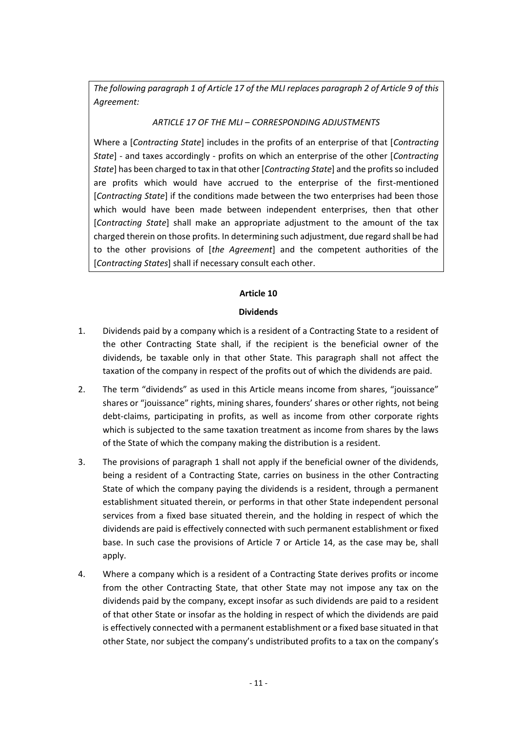*The following paragraph 1 of Article 17 of the MLI replaces paragraph 2 of Article 9 of this Agreement:*

*ARTICLE 17 OF THE MLI – CORRESPONDING ADJUSTMENTS*

Where a [*Contracting State*] includes in the profits of an enterprise of that [*Contracting State*] - and taxes accordingly - profits on which an enterprise of the other [*Contracting State*] has been charged to tax in that other [*Contracting State*] and the profits so included are profits which would have accrued to the enterprise of the first-mentioned [*Contracting State*] if the conditions made between the two enterprises had been those which would have been made between independent enterprises, then that other [*Contracting State*] shall make an appropriate adjustment to the amount of the tax charged therein on those profits. In determining such adjustment, due regard shall be had to the other provisions of [*the Agreement*] and the competent authorities of the [*Contracting States*] shall if necessary consult each other.

**Article 10**

**Dividends**

1. Dividends paid by a company which is a resident of a Contracting State to a resident of the other Contracting State shall, if the recipient is the beneficial owner of the dividends, be taxable only in that other State. This paragraph shall not affect the taxation of the company in respect of the profits out of which the dividends are paid.

2. The term "dividends" as used in this Article means income from shares, "jouissance" shares or "jouissance" rights, mining shares, founders' shares or other rights, not being debt-claims, participating in profits, as well as income from other corporate rights which is subjected to the same taxation treatment as income from shares by the laws of the State of which the company making the distribution is a resident.

3. The provisions of paragraph 1 shall not apply if the beneficial owner of the dividends, being a resident of a Contracting State, carries on business in the other Contracting State of which the company paying the dividends is a resident, through a permanent establishment situated therein, or performs in that other State independent personal services from a fixed base situated therein, and the holding in respect of which the dividends are paid is effectively connected with such permanent establishment or fixed base. In such case the provisions of Article 7 or Article 14, as the case may be, shall apply.

4. Where a company which is a resident of a Contracting State derives profits or income from the other Contracting State, that other State may not impose any tax on the dividends paid by the company, except insofar as such dividends are paid to a resident of that other State or insofar as the holding in respect of which the dividends are paid is effectively connected with a permanent establishment or a fixed base situated in that other State, nor subject the company's undistributed profits to a tax on the company's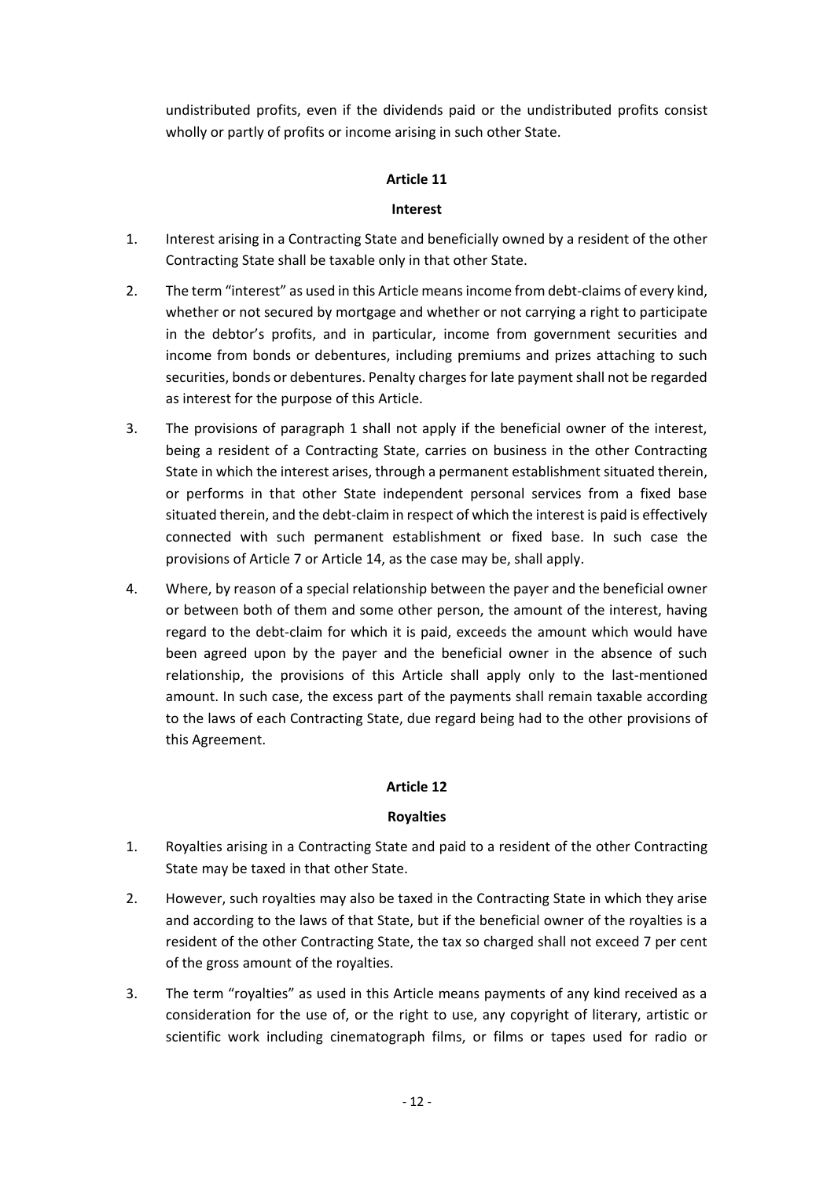undistributed profits, even if the dividends paid or the undistributed profits consist wholly or partly of profits or income arising in such other State.

**Article 11**

**Interest**

1. Interest arising in a Contracting State and beneficially owned by a resident of the other Contracting State shall be taxable only in that other State.

2. The term "interest" as used in this Article means income from debt-claims of every kind, whether or not secured by mortgage and whether or not carrying a right to participate in the debtor's profits, and in particular, income from government securities and income from bonds or debentures, including premiums and prizes attaching to such securities, bonds or debentures. Penalty charges for late payment shall not be regarded as interest for the purpose of this Article.

3. The provisions of paragraph 1 shall not apply if the beneficial owner of the interest, being a resident of a Contracting State, carries on business in the other Contracting State in which the interest arises, through a permanent establishment situated therein, or performs in that other State independent personal services from a fixed base situated therein, and the debt-claim in respect of which the interest is paid is effectively connected with such permanent establishment or fixed base. In such case the provisions of Article 7 or Article 14, as the case may be, shall apply.

4. Where, by reason of a special relationship between the payer and the beneficial owner or between both of them and some other person, the amount of the interest, having regard to the debt-claim for which it is paid, exceeds the amount which would have been agreed upon by the payer and the beneficial owner in the absence of such relationship, the provisions of this Article shall apply only to the last-mentioned amount. In such case, the excess part of the payments shall remain taxable according to the laws of each Contracting State, due regard being had to the other provisions of this Agreement.

**Article 12**

**Royalties**

1. Royalties arising in a Contracting State and paid to a resident of the other Contracting State may be taxed in that other State.

2. However, such royalties may also be taxed in the Contracting State in which they arise and according to the laws of that State, but if the beneficial owner of the royalties is a resident of the other Contracting State, the tax so charged shall not exceed 7 per cent of the gross amount of the royalties.

3. The term "royalties" as used in this Article means payments of any kind received as a consideration for the use of, or the right to use, any copyright of literary, artistic or scientific work including cinematograph films, or films or tapes used for radio or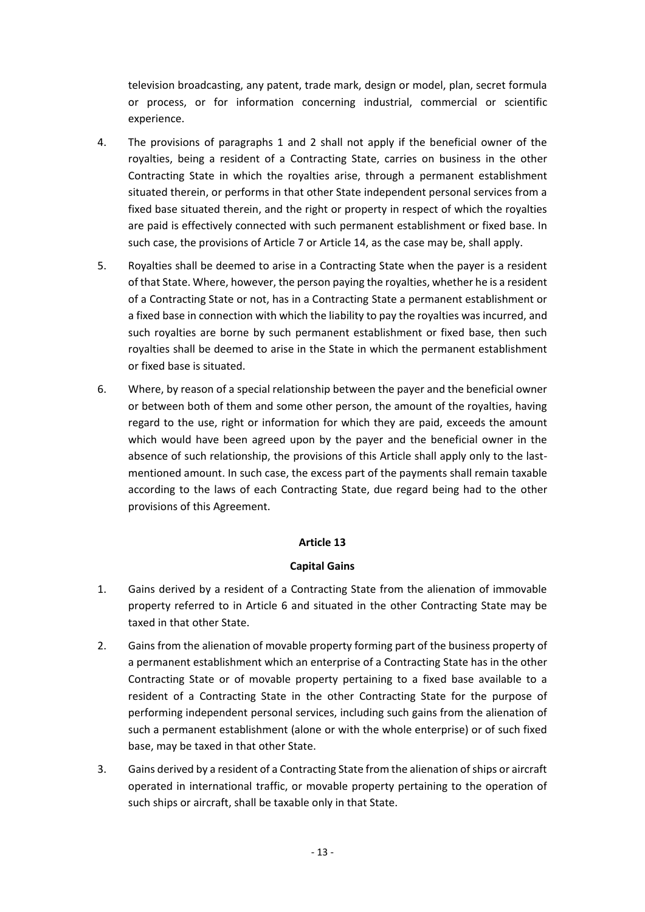television broadcasting, any patent, trade mark, design or model, plan, secret formula or process, or for information concerning industrial, commercial or scientific experience.

4. The provisions of paragraphs 1 and 2 shall not apply if the beneficial owner of the royalties, being a resident of a Contracting State, carries on business in the other Contracting State in which the royalties arise, through a permanent establishment situated therein, or performs in that other State independent personal services from a fixed base situated therein, and the right or property in respect of which the royalties are paid is effectively connected with such permanent establishment or fixed base. In such case, the provisions of Article 7 or Article 14, as the case may be, shall apply.

5. Royalties shall be deemed to arise in a Contracting State when the payer is a resident of that State. Where, however, the person paying the royalties, whether he is a resident of a Contracting State or not, has in a Contracting State a permanent establishment or a fixed base in connection with which the liability to pay the royalties was incurred, and such royalties are borne by such permanent establishment or fixed base, then such royalties shall be deemed to arise in the State in which the permanent establishment or fixed base is situated.

6. Where, by reason of a special relationship between the payer and the beneficial owner or between both of them and some other person, the amount of the royalties, having regard to the use, right or information for which they are paid, exceeds the amount which would have been agreed upon by the payer and the beneficial owner in the absence of such relationship, the provisions of this Article shall apply only to the last-mentioned amount. In such case, the excess part of the payments shall remain taxable according to the laws of each Contracting State, due regard being had to the other provisions of this Agreement.

## Article 13

## Capital Gains

1. Gains derived by a resident of a Contracting State from the alienation of immovable property referred to in Article 6 and situated in the other Contracting State may be taxed in that other State.

2. Gains from the alienation of movable property forming part of the business property of a permanent establishment which an enterprise of a Contracting State has in the other Contracting State or of movable property pertaining to a fixed base available to a resident of a Contracting State in the other Contracting State for the purpose of performing independent personal services, including such gains from the alienation of such a permanent establishment (alone or with the whole enterprise) or of such fixed base, may be taxed in that other State.

3. Gains derived by a resident of a Contracting State from the alienation of ships or aircraft operated in international traffic, or movable property pertaining to the operation of such ships or aircraft, shall be taxable only in that State.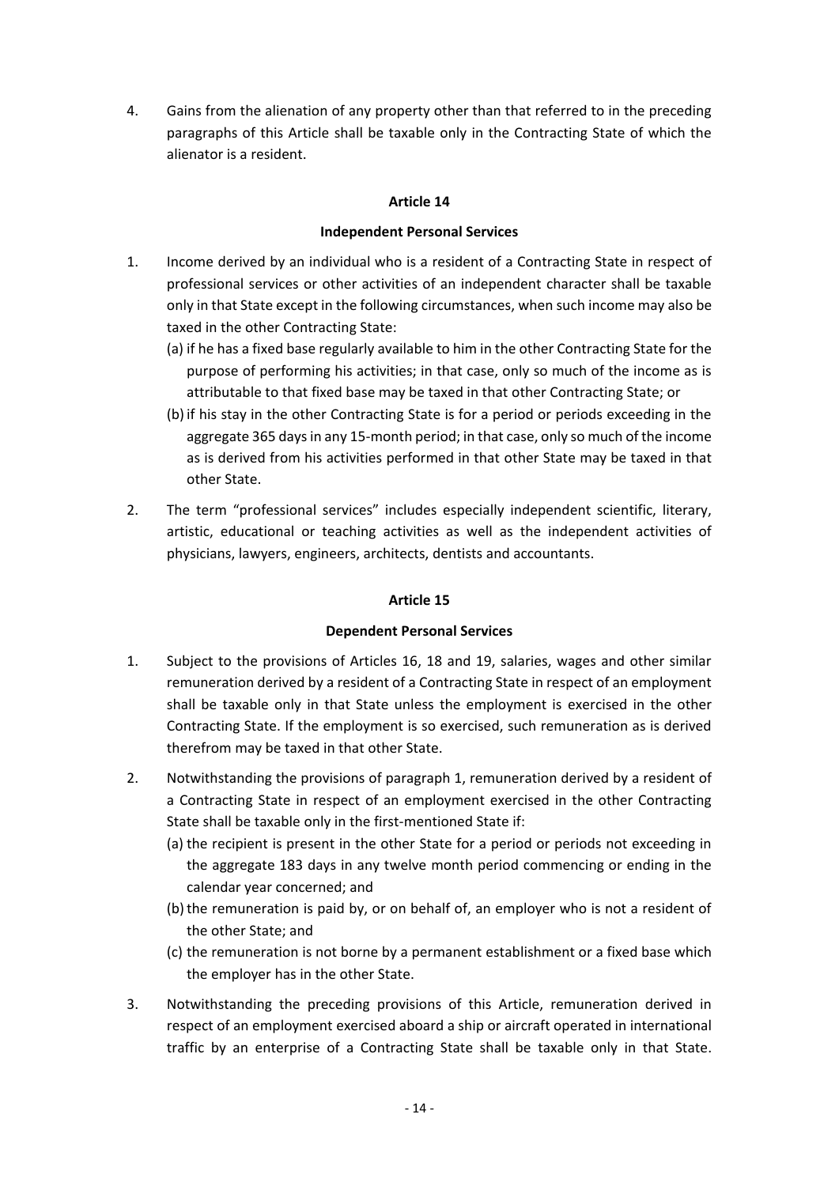4. Gains from the alienation of any property other than that referred to in the preceding paragraphs of this Article shall be taxable only in the Contracting State of which the alienator is a resident.

## Article 14

### Independent Personal Services

1. Income derived by an individual who is a resident of a Contracting State in respect of professional services or other activities of an independent character shall be taxable only in that State except in the following circumstances, when such income may also be taxed in the other Contracting State:
   (a) if he has a fixed base regularly available to him in the other Contracting State for the purpose of performing his activities; in that case, only so much of the income as is attributable to that fixed base may be taxed in that other Contracting State; or
   (b) if his stay in the other Contracting State is for a period or periods exceeding in the aggregate 365 days in any 15-month period; in that case, only so much of the income as is derived from his activities performed in that other State may be taxed in that other State.

2. The term “professional services” includes especially independent scientific, literary, artistic, educational or teaching activities as well as the independent activities of physicians, lawyers, engineers, architects, dentists and accountants.

## Article 15

### Dependent Personal Services

1. Subject to the provisions of Articles 16, 18 and 19, salaries, wages and other similar remuneration derived by a resident of a Contracting State in respect of an employment shall be taxable only in that State unless the employment is exercised in the other Contracting State. If the employment is so exercised, such remuneration as is derived therefrom may be taxed in that other State.

2. Notwithstanding the provisions of paragraph 1, remuneration derived by a resident of a Contracting State in respect of an employment exercised in the other Contracting State shall be taxable only in the first-mentioned State if:
   (a) the recipient is present in the other State for a period or periods not exceeding in the aggregate 183 days in any twelve month period commencing or ending in the calendar year concerned; and
   (b) the remuneration is paid by, or on behalf of, an employer who is not a resident of the other State; and
   (c) the remuneration is not borne by a permanent establishment or a fixed base which the employer has in the other State.

3. Notwithstanding the preceding provisions of this Article, remuneration derived in respect of an employment exercised aboard a ship or aircraft operated in international traffic by an enterprise of a Contracting State shall be taxable only in that State.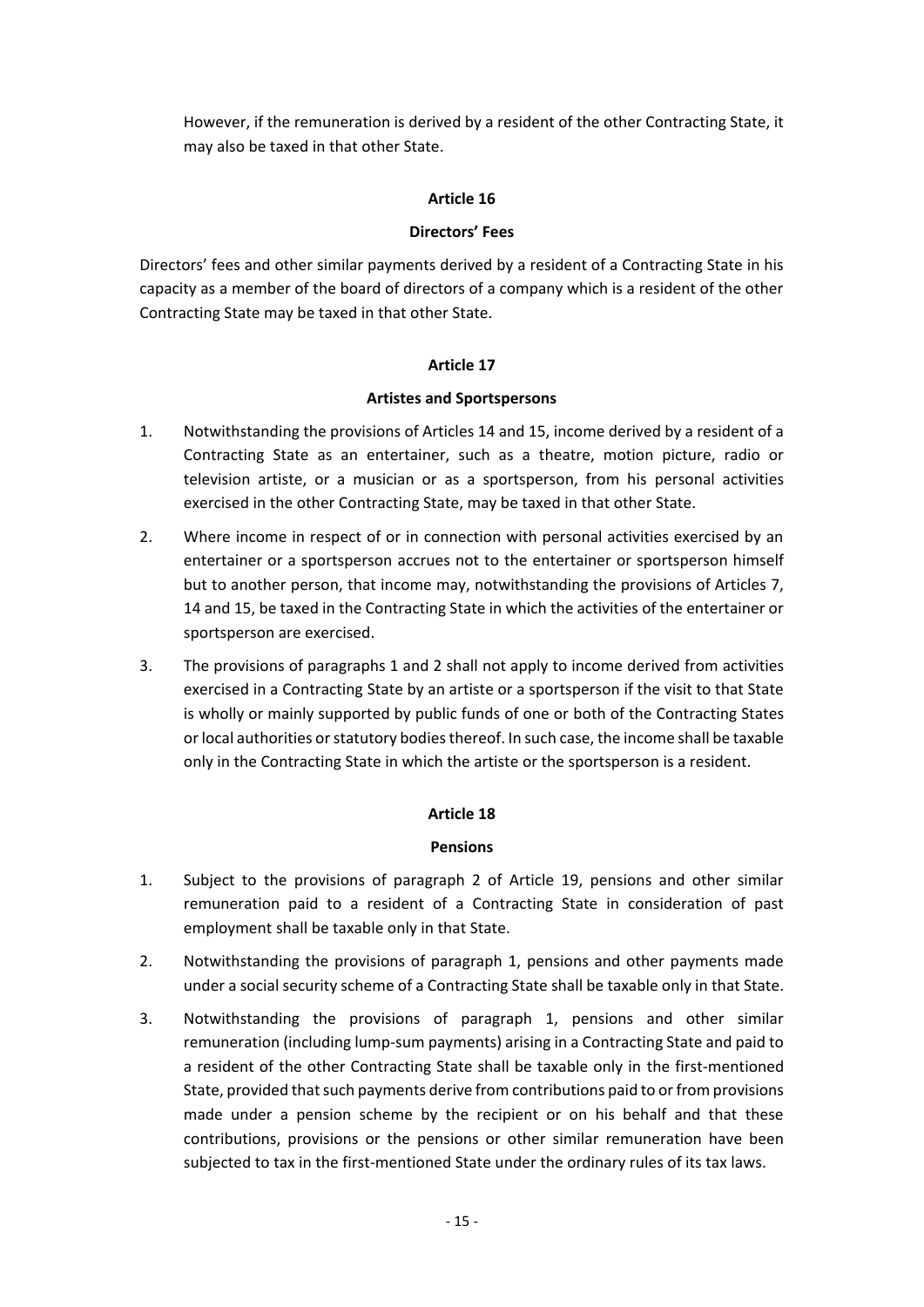However, if the remuneration is derived by a resident of the other Contracting State, it may also be taxed in that other State.

**Article 16**

**Directors' Fees**

Directors' fees and other similar payments derived by a resident of a Contracting State in his capacity as a member of the board of directors of a company which is a resident of the other Contracting State may be taxed in that other State.

**Article 17**

**Artistes and Sportspersons**

1. Notwithstanding the provisions of Articles 14 and 15, income derived by a resident of a Contracting State as an entertainer, such as a theatre, motion picture, radio or television artiste, or a musician or as a sportsperson, from his personal activities exercised in the other Contracting State, may be taxed in that other State.

2. Where income in respect of or in connection with personal activities exercised by an entertainer or a sportsperson accrues not to the entertainer or sportsperson himself but to another person, that income may, notwithstanding the provisions of Articles 7, 14 and 15, be taxed in the Contracting State in which the activities of the entertainer or sportsperson are exercised.

3. The provisions of paragraphs 1 and 2 shall not apply to income derived from activities exercised in a Contracting State by an artiste or a sportsperson if the visit to that State is wholly or mainly supported by public funds of one or both of the Contracting States or local authorities or statutory bodies thereof. In such case, the income shall be taxable only in the Contracting State in which the artiste or the sportsperson is a resident.

**Article 18**

**Pensions**

1. Subject to the provisions of paragraph 2 of Article 19, pensions and other similar remuneration paid to a resident of a Contracting State in consideration of past employment shall be taxable only in that State.

2. Notwithstanding the provisions of paragraph 1, pensions and other payments made under a social security scheme of a Contracting State shall be taxable only in that State.

3. Notwithstanding the provisions of paragraph 1, pensions and other similar remuneration (including lump-sum payments) arising in a Contracting State and paid to a resident of the other Contracting State shall be taxable only in the first-mentioned State, provided that such payments derive from contributions paid to or from provisions made under a pension scheme by the recipient or on his behalf and that these contributions, provisions or the pensions or other similar remuneration have been subjected to tax in the first-mentioned State under the ordinary rules of its tax laws.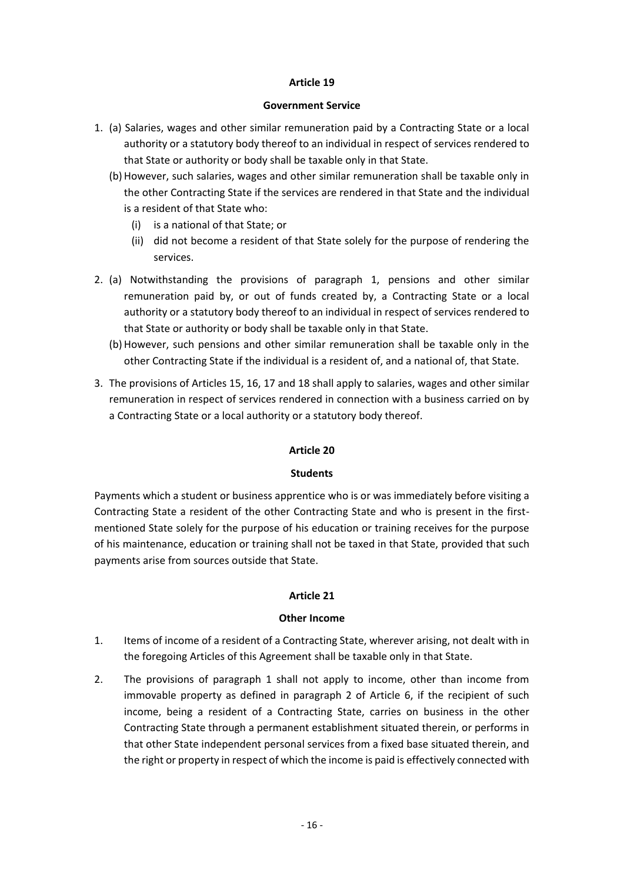## Article 19

### Government Service

1. (a) Salaries, wages and other similar remuneration paid by a Contracting State or a local authority or a statutory body thereof to an individual in respect of services rendered to that State or authority or body shall be taxable only in that State.

   (b) However, such salaries, wages and other similar remuneration shall be taxable only in the other Contracting State if the services are rendered in that State and the individual is a resident of that State who:

      (i) is a national of that State; or

      (ii) did not become a resident of that State solely for the purpose of rendering the services.

2. (a) Notwithstanding the provisions of paragraph 1, pensions and other similar remuneration paid by, or out of funds created by, a Contracting State or a local authority or a statutory body thereof to an individual in respect of services rendered to that State or authority or body shall be taxable only in that State.

   (b) However, such pensions and other similar remuneration shall be taxable only in the other Contracting State if the individual is a resident of, and a national of, that State.

3. The provisions of Articles 15, 16, 17 and 18 shall apply to salaries, wages and other similar remuneration in respect of services rendered in connection with a business carried on by a Contracting State or a local authority or a statutory body thereof.

## Article 20

### Students

Payments which a student or business apprentice who is or was immediately before visiting a Contracting State a resident of the other Contracting State and who is present in the first-mentioned State solely for the purpose of his education or training receives for the purpose of his maintenance, education or training shall not be taxed in that State, provided that such payments arise from sources outside that State.

## Article 21

### Other Income

1. Items of income of a resident of a Contracting State, wherever arising, not dealt with in the foregoing Articles of this Agreement shall be taxable only in that State.

2. The provisions of paragraph 1 shall not apply to income, other than income from immovable property as defined in paragraph 2 of Article 6, if the recipient of such income, being a resident of a Contracting State, carries on business in the other Contracting State through a permanent establishment situated therein, or performs in that other State independent personal services from a fixed base situated therein, and the right or property in respect of which the income is paid is effectively connected with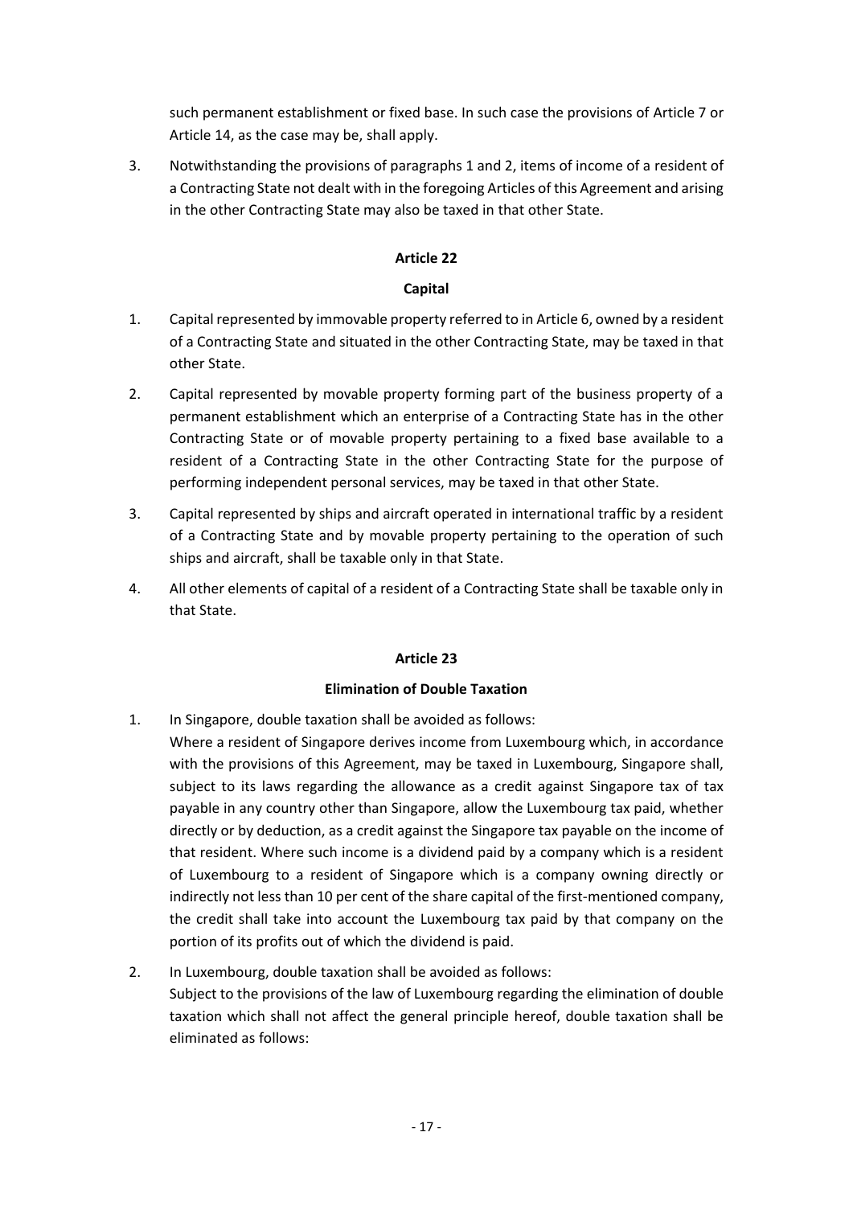such permanent establishment or fixed base. In such case the provisions of Article 7 or Article 14, as the case may be, shall apply.

3. Notwithstanding the provisions of paragraphs 1 and 2, items of income of a resident of a Contracting State not dealt with in the foregoing Articles of this Agreement and arising in the other Contracting State may also be taxed in that other State.

## Article 22

### Capital

1. Capital represented by immovable property referred to in Article 6, owned by a resident of a Contracting State and situated in the other Contracting State, may be taxed in that other State.

2. Capital represented by movable property forming part of the business property of a permanent establishment which an enterprise of a Contracting State has in the other Contracting State or of movable property pertaining to a fixed base available to a resident of a Contracting State in the other Contracting State for the purpose of performing independent personal services, may be taxed in that other State.

3. Capital represented by ships and aircraft operated in international traffic by a resident of a Contracting State and by movable property pertaining to the operation of such ships and aircraft, shall be taxable only in that State.

4. All other elements of capital of a resident of a Contracting State shall be taxable only in that State.

## Article 23

### Elimination of Double Taxation

1. In Singapore, double taxation shall be avoided as follows:
   Where a resident of Singapore derives income from Luxembourg which, in accordance with the provisions of this Agreement, may be taxed in Luxembourg, Singapore shall, subject to its laws regarding the allowance as a credit against Singapore tax of tax payable in any country other than Singapore, allow the Luxembourg tax paid, whether directly or by deduction, as a credit against the Singapore tax payable on the income of that resident. Where such income is a dividend paid by a company which is a resident of Luxembourg to a resident of Singapore which is a company owning directly or indirectly not less than 10 per cent of the share capital of the first-mentioned company, the credit shall take into account the Luxembourg tax paid by that company on the portion of its profits out of which the dividend is paid.

2. In Luxembourg, double taxation shall be avoided as follows:
   Subject to the provisions of the law of Luxembourg regarding the elimination of double taxation which shall not affect the general principle hereof, double taxation shall be eliminated as follows: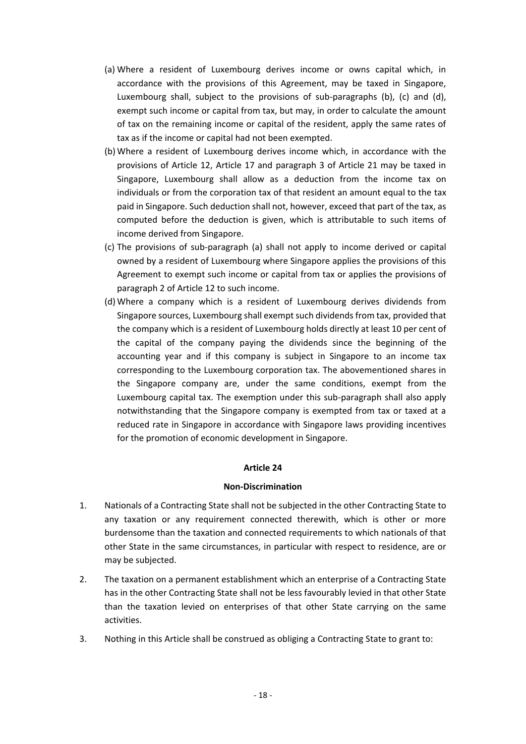(a) Where a resident of Luxembourg derives income or owns capital which, in accordance with the provisions of this Agreement, may be taxed in Singapore, Luxembourg shall, subject to the provisions of sub-paragraphs (b), (c) and (d), exempt such income or capital from tax, but may, in order to calculate the amount of tax on the remaining income or capital of the resident, apply the same rates of tax as if the income or capital had not been exempted.

(b) Where a resident of Luxembourg derives income which, in accordance with the provisions of Article 12, Article 17 and paragraph 3 of Article 21 may be taxed in Singapore, Luxembourg shall allow as a deduction from the income tax on individuals or from the corporation tax of that resident an amount equal to the tax paid in Singapore. Such deduction shall not, however, exceed that part of the tax, as computed before the deduction is given, which is attributable to such items of income derived from Singapore.

(c) The provisions of sub-paragraph (a) shall not apply to income derived or capital owned by a resident of Luxembourg where Singapore applies the provisions of this Agreement to exempt such income or capital from tax or applies the provisions of paragraph 2 of Article 12 to such income.

(d) Where a company which is a resident of Luxembourg derives dividends from Singapore sources, Luxembourg shall exempt such dividends from tax, provided that the company which is a resident of Luxembourg holds directly at least 10 per cent of the capital of the company paying the dividends since the beginning of the accounting year and if this company is subject in Singapore to an income tax corresponding to the Luxembourg corporation tax. The abovementioned shares in the Singapore company are, under the same conditions, exempt from the Luxembourg capital tax. The exemption under this sub-paragraph shall also apply notwithstanding that the Singapore company is exempted from tax or taxed at a reduced rate in Singapore in accordance with Singapore laws providing incentives for the promotion of economic development in Singapore.

## Article 24

### Non-Discrimination

1. Nationals of a Contracting State shall not be subjected in the other Contracting State to any taxation or any requirement connected therewith, which is other or more burdensome than the taxation and connected requirements to which nationals of that other State in the same circumstances, in particular with respect to residence, are or may be subjected.

2. The taxation on a permanent establishment which an enterprise of a Contracting State has in the other Contracting State shall not be less favourably levied in that other State than the taxation levied on enterprises of that other State carrying on the same activities.

3. Nothing in this Article shall be construed as obliging a Contracting State to grant to: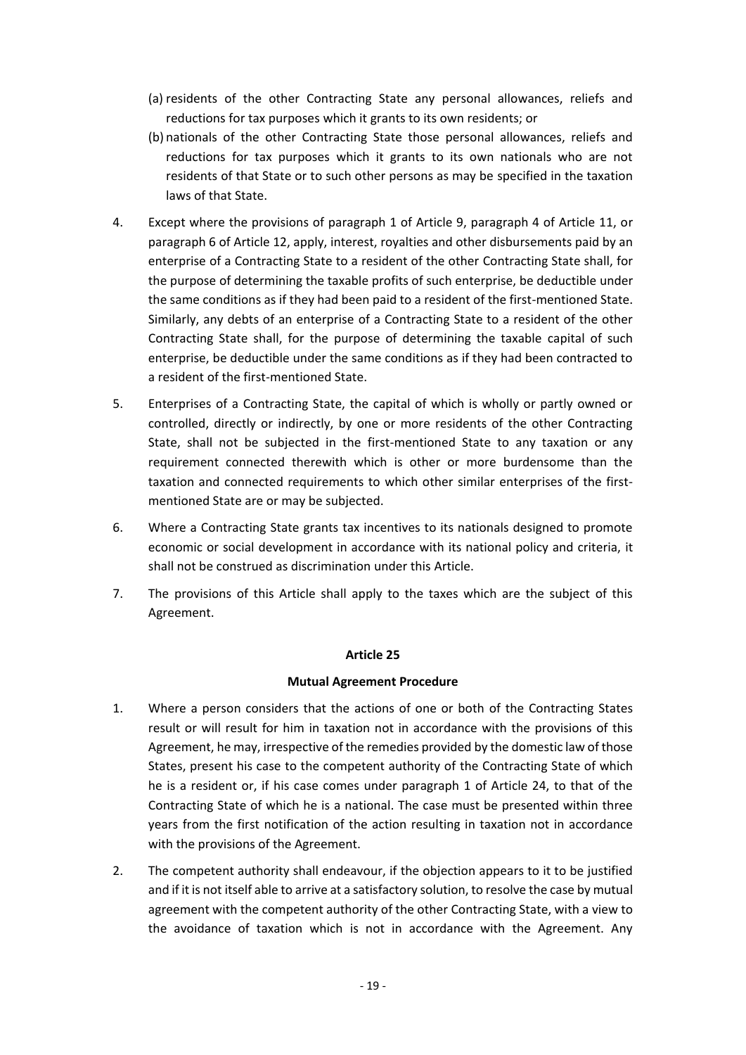(a) residents of the other Contracting State any personal allowances, reliefs and reductions for tax purposes which it grants to its own residents; or

(b) nationals of the other Contracting State those personal allowances, reliefs and reductions for tax purposes which it grants to its own nationals who are not residents of that State or to such other persons as may be specified in the taxation laws of that State.

4. Except where the provisions of paragraph 1 of Article 9, paragraph 4 of Article 11, or paragraph 6 of Article 12, apply, interest, royalties and other disbursements paid by an enterprise of a Contracting State to a resident of the other Contracting State shall, for the purpose of determining the taxable profits of such enterprise, be deductible under the same conditions as if they had been paid to a resident of the first-mentioned State. Similarly, any debts of an enterprise of a Contracting State to a resident of the other Contracting State shall, for the purpose of determining the taxable capital of such enterprise, be deductible under the same conditions as if they had been contracted to a resident of the first-mentioned State.

5. Enterprises of a Contracting State, the capital of which is wholly or partly owned or controlled, directly or indirectly, by one or more residents of the other Contracting State, shall not be subjected in the first-mentioned State to any taxation or any requirement connected therewith which is other or more burdensome than the taxation and connected requirements to which other similar enterprises of the first-mentioned State are or may be subjected.

6. Where a Contracting State grants tax incentives to its nationals designed to promote economic or social development in accordance with its national policy and criteria, it shall not be construed as discrimination under this Article.

7. The provisions of this Article shall apply to the taxes which are the subject of this Agreement.

**Article 25**

**Mutual Agreement Procedure**

1. Where a person considers that the actions of one or both of the Contracting States result or will result for him in taxation not in accordance with the provisions of this Agreement, he may, irrespective of the remedies provided by the domestic law of those States, present his case to the competent authority of the Contracting State of which he is a resident or, if his case comes under paragraph 1 of Article 24, to that of the Contracting State of which he is a national. The case must be presented within three years from the first notification of the action resulting in taxation not in accordance with the provisions of the Agreement.

2. The competent authority shall endeavour, if the objection appears to it to be justified and if it is not itself able to arrive at a satisfactory solution, to resolve the case by mutual agreement with the competent authority of the other Contracting State, with a view to the avoidance of taxation which is not in accordance with the Agreement. Any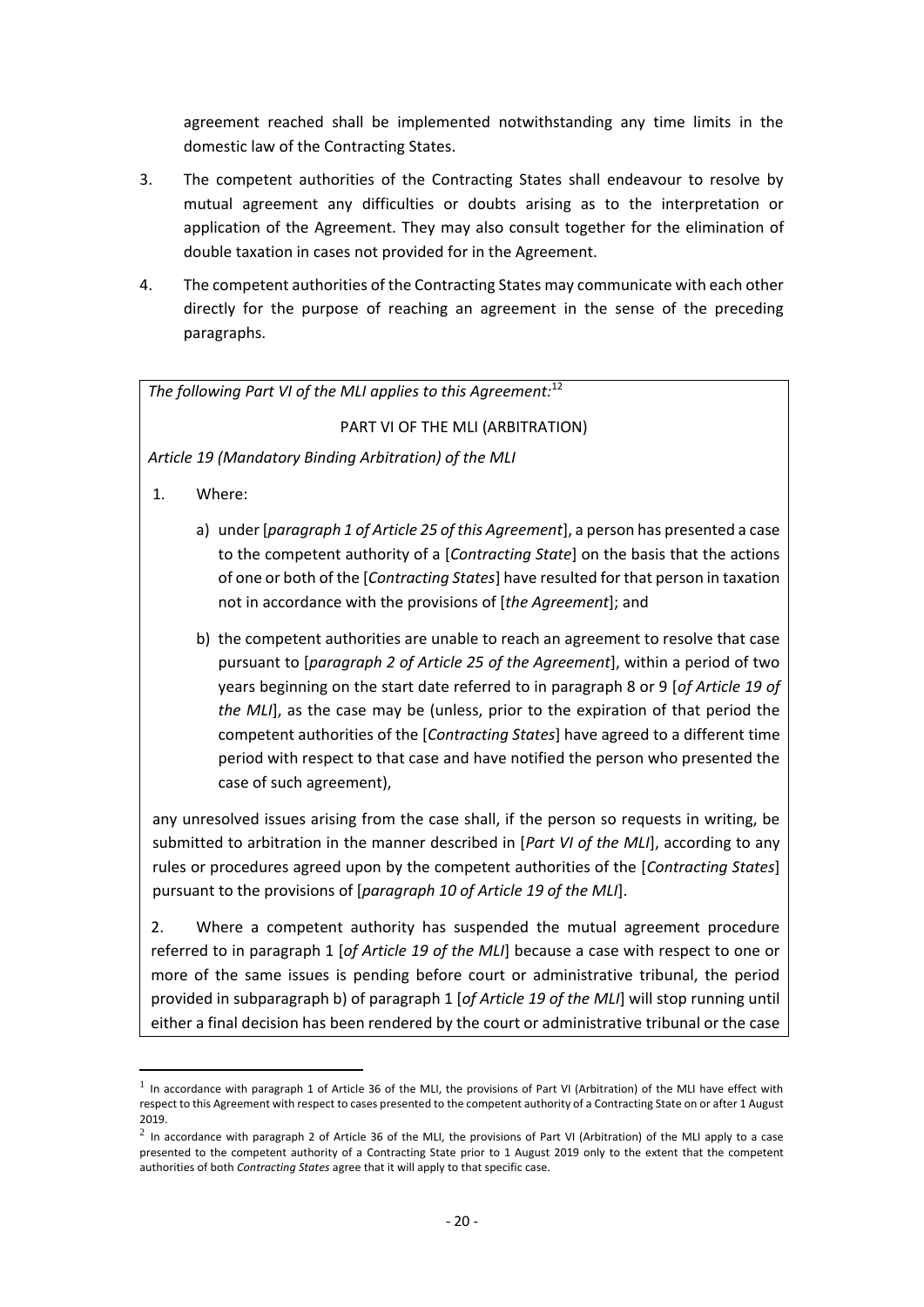agreement reached shall be implemented notwithstanding any time limits in the domestic law of the Contracting States.

3. The competent authorities of the Contracting States shall endeavour to resolve by mutual agreement any difficulties or doubts arising as to the interpretation or application of the Agreement. They may also consult together for the elimination of double taxation in cases not provided for in the Agreement.

4. The competent authorities of the Contracting States may communicate with each other directly for the purpose of reaching an agreement in the sense of the preceding paragraphs.

*The following Part VI of the MLI applies to this Agreement:*[1,2]

PART VI OF THE MLI (ARBITRATION)

*Article 19 (Mandatory Binding Arbitration) of the MLI*

1. Where:

   a) under [*paragraph 1 of Article 25 of this Agreement*], a person has presented a case to the competent authority of a [*Contracting State*] on the basis that the actions of one or both of the [*Contracting States*] have resulted for that person in taxation not in accordance with the provisions of [*the Agreement*]; and

   b) the competent authorities are unable to reach an agreement to resolve that case pursuant to [*paragraph 2 of Article 25 of the Agreement*], within a period of two years beginning on the start date referred to in paragraph 8 or 9 [*of Article 19 of the MLI*], as the case may be (unless, prior to the expiration of that period the competent authorities of the [*Contracting States*] have agreed to a different time period with respect to that case and have notified the person who presented the case of such agreement),

any unresolved issues arising from the case shall, if the person so requests in writing, be submitted to arbitration in the manner described in [*Part VI of the MLI*], according to any rules or procedures agreed upon by the competent authorities of the [*Contracting States*] pursuant to the provisions of [*paragraph 10 of Article 19 of the MLI*].

2. Where a competent authority has suspended the mutual agreement procedure referred to in paragraph 1 [*of Article 19 of the MLI*] because a case with respect to one or more of the same issues is pending before court or administrative tribunal, the period provided in subparagraph b) of paragraph 1 [*of Article 19 of the MLI*] will stop running until either a final decision has been rendered by the court or administrative tribunal or the case

[1] In accordance with paragraph 1 of Article 36 of the MLI, the provisions of Part VI (Arbitration) of the MLI have effect with respect to this Agreement with respect to cases presented to the competent authority of a Contracting State on or after 1 August 2019.

[2] In accordance with paragraph 2 of Article 36 of the MLI, the provisions of Part VI (Arbitration) of the MLI apply to a case presented to the competent authority of a Contracting State prior to 1 August 2019 only to the extent that the competent authorities of both *Contracting States* agree that it will apply to that specific case.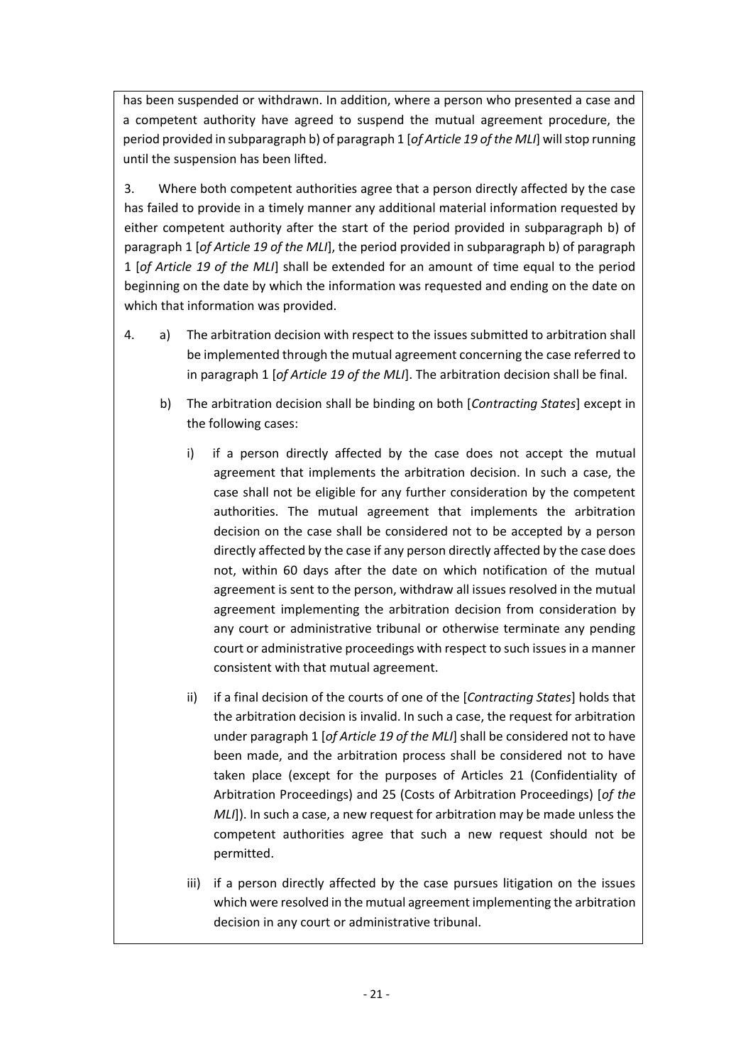has been suspended or withdrawn. In addition, where a person who presented a case and a competent authority have agreed to suspend the mutual agreement procedure, the period provided in subparagraph b) of paragraph 1 [*of Article 19 of the MLI*] will stop running until the suspension has been lifted.

3. Where both competent authorities agree that a person directly affected by the case has failed to provide in a timely manner any additional material information requested by either competent authority after the start of the period provided in subparagraph b) of paragraph 1 [*of Article 19 of the MLI*], the period provided in subparagraph b) of paragraph 1 [*of Article 19 of the MLI*] shall be extended for an amount of time equal to the period beginning on the date by which the information was requested and ending on the date on which that information was provided.

4. a) The arbitration decision with respect to the issues submitted to arbitration shall be implemented through the mutual agreement concerning the case referred to in paragraph 1 [*of Article 19 of the MLI*]. The arbitration decision shall be final.

   b) The arbitration decision shall be binding on both [*Contracting States*] except in the following cases:

      i) if a person directly affected by the case does not accept the mutual agreement that implements the arbitration decision. In such a case, the case shall not be eligible for any further consideration by the competent authorities. The mutual agreement that implements the arbitration decision on the case shall be considered not to be accepted by a person directly affected by the case if any person directly affected by the case does not, within 60 days after the date on which notification of the mutual agreement is sent to the person, withdraw all issues resolved in the mutual agreement implementing the arbitration decision from consideration by any court or administrative tribunal or otherwise terminate any pending court or administrative proceedings with respect to such issues in a manner consistent with that mutual agreement.

      ii) if a final decision of the courts of one of the [*Contracting States*] holds that the arbitration decision is invalid. In such a case, the request for arbitration under paragraph 1 [*of Article 19 of the MLI*] shall be considered not to have been made, and the arbitration process shall be considered not to have taken place (except for the purposes of Articles 21 (Confidentiality of Arbitration Proceedings) and 25 (Costs of Arbitration Proceedings) [*of the MLI*]). In such a case, a new request for arbitration may be made unless the competent authorities agree that such a new request should not be permitted.

      iii) if a person directly affected by the case pursues litigation on the issues which were resolved in the mutual agreement implementing the arbitration decision in any court or administrative tribunal.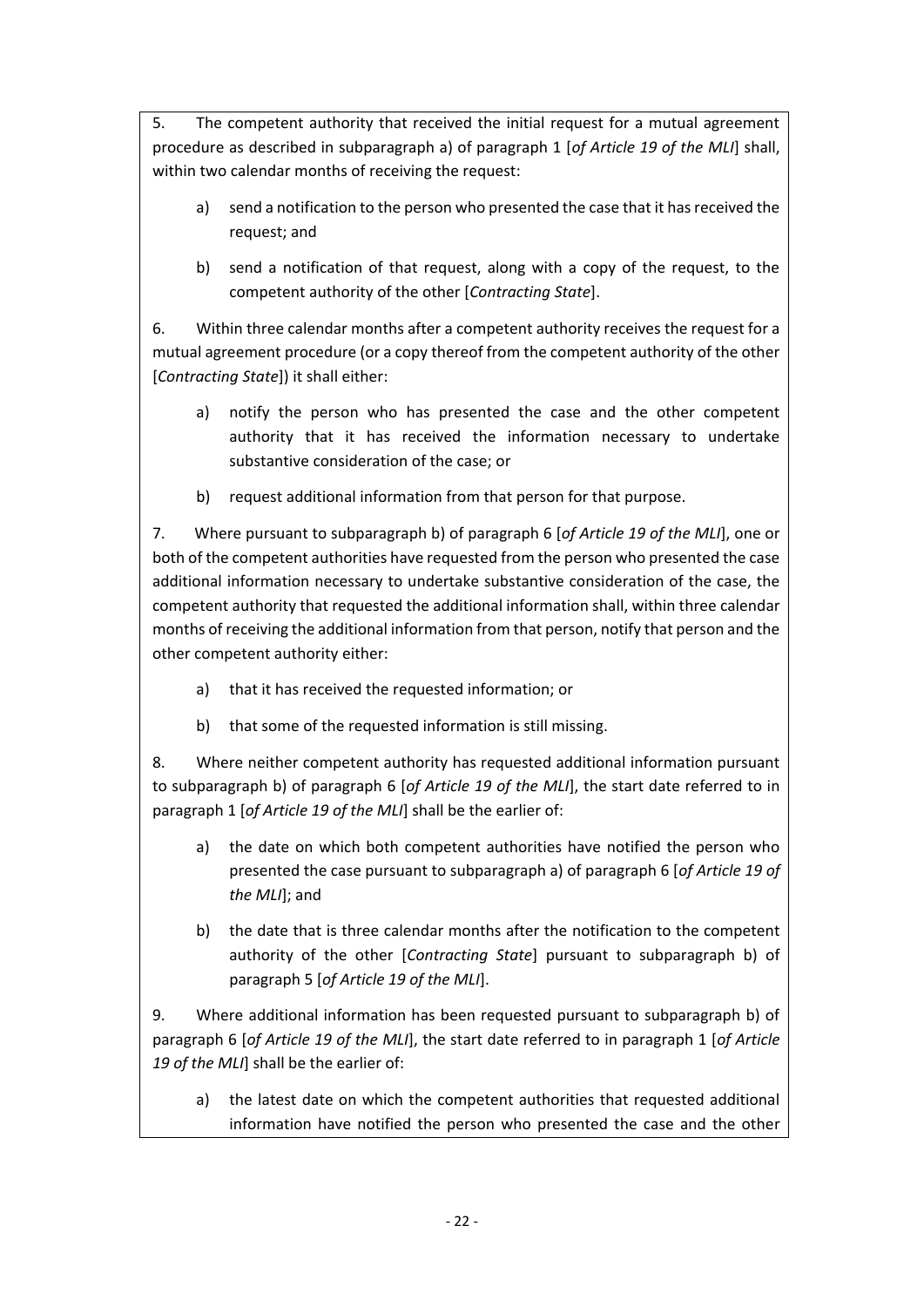5. The competent authority that received the initial request for a mutual agreement procedure as described in subparagraph a) of paragraph 1 [*of Article 19 of the MLI*] shall, within two calendar months of receiving the request:

   a) send a notification to the person who presented the case that it has received the request; and

   b) send a notification of that request, along with a copy of the request, to the competent authority of the other [*Contracting State*].

6. Within three calendar months after a competent authority receives the request for a mutual agreement procedure (or a copy thereof from the competent authority of the other [*Contracting State*]) it shall either:

   a) notify the person who has presented the case and the other competent authority that it has received the information necessary to undertake substantive consideration of the case; or

   b) request additional information from that person for that purpose.

7. Where pursuant to subparagraph b) of paragraph 6 [*of Article 19 of the MLI*], one or both of the competent authorities have requested from the person who presented the case additional information necessary to undertake substantive consideration of the case, the competent authority that requested the additional information shall, within three calendar months of receiving the additional information from that person, notify that person and the other competent authority either:

   a) that it has received the requested information; or

   b) that some of the requested information is still missing.

8. Where neither competent authority has requested additional information pursuant to subparagraph b) of paragraph 6 [*of Article 19 of the MLI*], the start date referred to in paragraph 1 [*of Article 19 of the MLI*] shall be the earlier of:

   a) the date on which both competent authorities have notified the person who presented the case pursuant to subparagraph a) of paragraph 6 [*of Article 19 of the MLI*]; and

   b) the date that is three calendar months after the notification to the competent authority of the other [*Contracting State*] pursuant to subparagraph b) of paragraph 5 [*of Article 19 of the MLI*].

9. Where additional information has been requested pursuant to subparagraph b) of paragraph 6 [*of Article 19 of the MLI*], the start date referred to in paragraph 1 [*of Article 19 of the MLI*] shall be the earlier of:

   a) the latest date on which the competent authorities that requested additional information have notified the person who presented the case and the other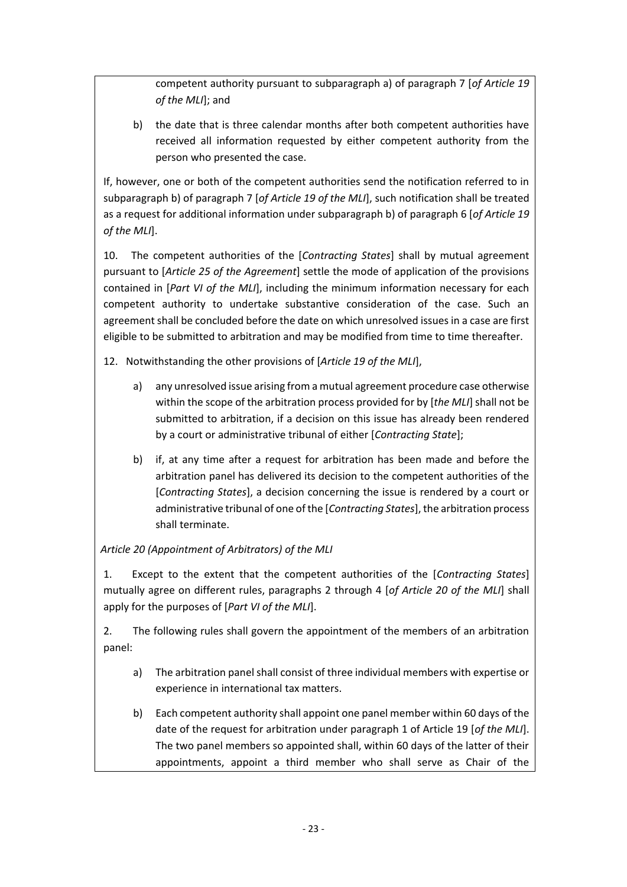competent authority pursuant to subparagraph a) of paragraph 7 [*of Article 19 of the MLI*]; and

b) the date that is three calendar months after both competent authorities have received all information requested by either competent authority from the person who presented the case.

If, however, one or both of the competent authorities send the notification referred to in subparagraph b) of paragraph 7 [*of Article 19 of the MLI*], such notification shall be treated as a request for additional information under subparagraph b) of paragraph 6 [*of Article 19 of the MLI*].

10. The competent authorities of the [*Contracting States*] shall by mutual agreement pursuant to [*Article 25 of the Agreement*] settle the mode of application of the provisions contained in [*Part VI of the MLI*], including the minimum information necessary for each competent authority to undertake substantive consideration of the case. Such an agreement shall be concluded before the date on which unresolved issues in a case are first eligible to be submitted to arbitration and may be modified from time to time thereafter.

12. Notwithstanding the other provisions of [*Article 19 of the MLI*],

a) any unresolved issue arising from a mutual agreement procedure case otherwise within the scope of the arbitration process provided for by [*the MLI*] shall not be submitted to arbitration, if a decision on this issue has already been rendered by a court or administrative tribunal of either [*Contracting State*];

b) if, at any time after a request for arbitration has been made and before the arbitration panel has delivered its decision to the competent authorities of the [*Contracting States*], a decision concerning the issue is rendered by a court or administrative tribunal of one of the [*Contracting States*], the arbitration process shall terminate.

*Article 20 (Appointment of Arbitrators) of the MLI*

1. Except to the extent that the competent authorities of the [*Contracting States*] mutually agree on different rules, paragraphs 2 through 4 [*of Article 20 of the MLI*] shall apply for the purposes of [*Part VI of the MLI*].

2. The following rules shall govern the appointment of the members of an arbitration panel:

a) The arbitration panel shall consist of three individual members with expertise or experience in international tax matters.

b) Each competent authority shall appoint one panel member within 60 days of the date of the request for arbitration under paragraph 1 of Article 19 [*of the MLI*]. The two panel members so appointed shall, within 60 days of the latter of their appointments, appoint a third member who shall serve as Chair of the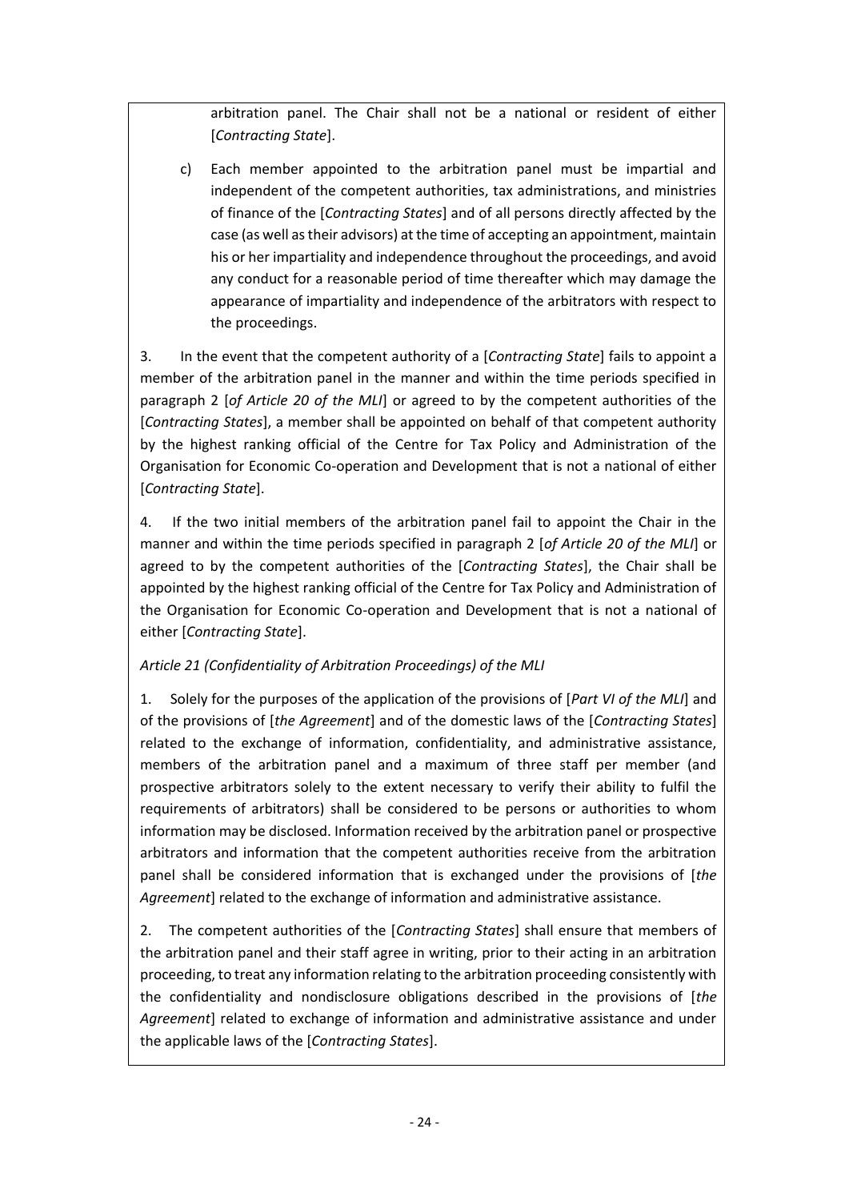arbitration panel. The Chair shall not be a national or resident of either [*Contracting State*].

c) Each member appointed to the arbitration panel must be impartial and independent of the competent authorities, tax administrations, and ministries of finance of the [*Contracting States*] and of all persons directly affected by the case (as well as their advisors) at the time of accepting an appointment, maintain his or her impartiality and independence throughout the proceedings, and avoid any conduct for a reasonable period of time thereafter which may damage the appearance of impartiality and independence of the arbitrators with respect to the proceedings.

3. In the event that the competent authority of a [*Contracting State*] fails to appoint a member of the arbitration panel in the manner and within the time periods specified in paragraph 2 [*of Article 20 of the MLI*] or agreed to by the competent authorities of the [*Contracting States*], a member shall be appointed on behalf of that competent authority by the highest ranking official of the Centre for Tax Policy and Administration of the Organisation for Economic Co-operation and Development that is not a national of either [*Contracting State*].

4. If the two initial members of the arbitration panel fail to appoint the Chair in the manner and within the time periods specified in paragraph 2 [*of Article 20 of the MLI*] or agreed to by the competent authorities of the [*Contracting States*], the Chair shall be appointed by the highest ranking official of the Centre for Tax Policy and Administration of the Organisation for Economic Co-operation and Development that is not a national of either [*Contracting State*].

*Article 21 (Confidentiality of Arbitration Proceedings) of the MLI*

1. Solely for the purposes of the application of the provisions of [*Part VI of the MLI*] and of the provisions of [*the Agreement*] and of the domestic laws of the [*Contracting States*] related to the exchange of information, confidentiality, and administrative assistance, members of the arbitration panel and a maximum of three staff per member (and prospective arbitrators solely to the extent necessary to verify their ability to fulfil the requirements of arbitrators) shall be considered to be persons or authorities to whom information may be disclosed. Information received by the arbitration panel or prospective arbitrators and information that the competent authorities receive from the arbitration panel shall be considered information that is exchanged under the provisions of [*the Agreement*] related to the exchange of information and administrative assistance.

2. The competent authorities of the [*Contracting States*] shall ensure that members of the arbitration panel and their staff agree in writing, prior to their acting in an arbitration proceeding, to treat any information relating to the arbitration proceeding consistently with the confidentiality and nondisclosure obligations described in the provisions of [*the Agreement*] related to exchange of information and administrative assistance and under the applicable laws of the [*Contracting States*].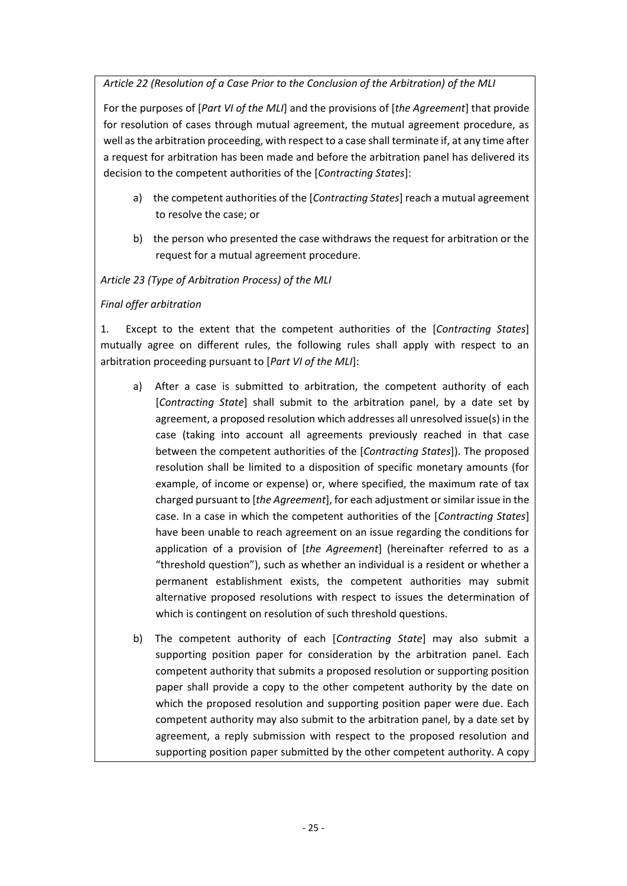*Article 22 (Resolution of a Case Prior to the Conclusion of the Arbitration) of the MLI*

For the purposes of [*Part VI of the MLI*] and the provisions of [*the Agreement*] that provide for resolution of cases through mutual agreement, the mutual agreement procedure, as well as the arbitration proceeding, with respect to a case shall terminate if, at any time after a request for arbitration has been made and before the arbitration panel has delivered its decision to the competent authorities of the [*Contracting States*]:

a) the competent authorities of the [*Contracting States*] reach a mutual agreement to resolve the case; or

b) the person who presented the case withdraws the request for arbitration or the request for a mutual agreement procedure.

*Article 23 (Type of Arbitration Process) of the MLI*

*Final offer arbitration*

1. Except to the extent that the competent authorities of the [*Contracting States*] mutually agree on different rules, the following rules shall apply with respect to an arbitration proceeding pursuant to [*Part VI of the MLI*]:

a) After a case is submitted to arbitration, the competent authority of each [*Contracting State*] shall submit to the arbitration panel, by a date set by agreement, a proposed resolution which addresses all unresolved issue(s) in the case (taking into account all agreements previously reached in that case between the competent authorities of the [*Contracting States*]). The proposed resolution shall be limited to a disposition of specific monetary amounts (for example, of income or expense) or, where specified, the maximum rate of tax charged pursuant to [*the Agreement*], for each adjustment or similar issue in the case. In a case in which the competent authorities of the [*Contracting States*] have been unable to reach agreement on an issue regarding the conditions for application of a provision of [*the Agreement*] (hereinafter referred to as a "threshold question"), such as whether an individual is a resident or whether a permanent establishment exists, the competent authorities may submit alternative proposed resolutions with respect to issues the determination of which is contingent on resolution of such threshold questions.

b) The competent authority of each [*Contracting State*] may also submit a supporting position paper for consideration by the arbitration panel. Each competent authority that submits a proposed resolution or supporting position paper shall provide a copy to the other competent authority by the date on which the proposed resolution and supporting position paper were due. Each competent authority may also submit to the arbitration panel, by a date set by agreement, a reply submission with respect to the proposed resolution and supporting position paper submitted by the other competent authority. A copy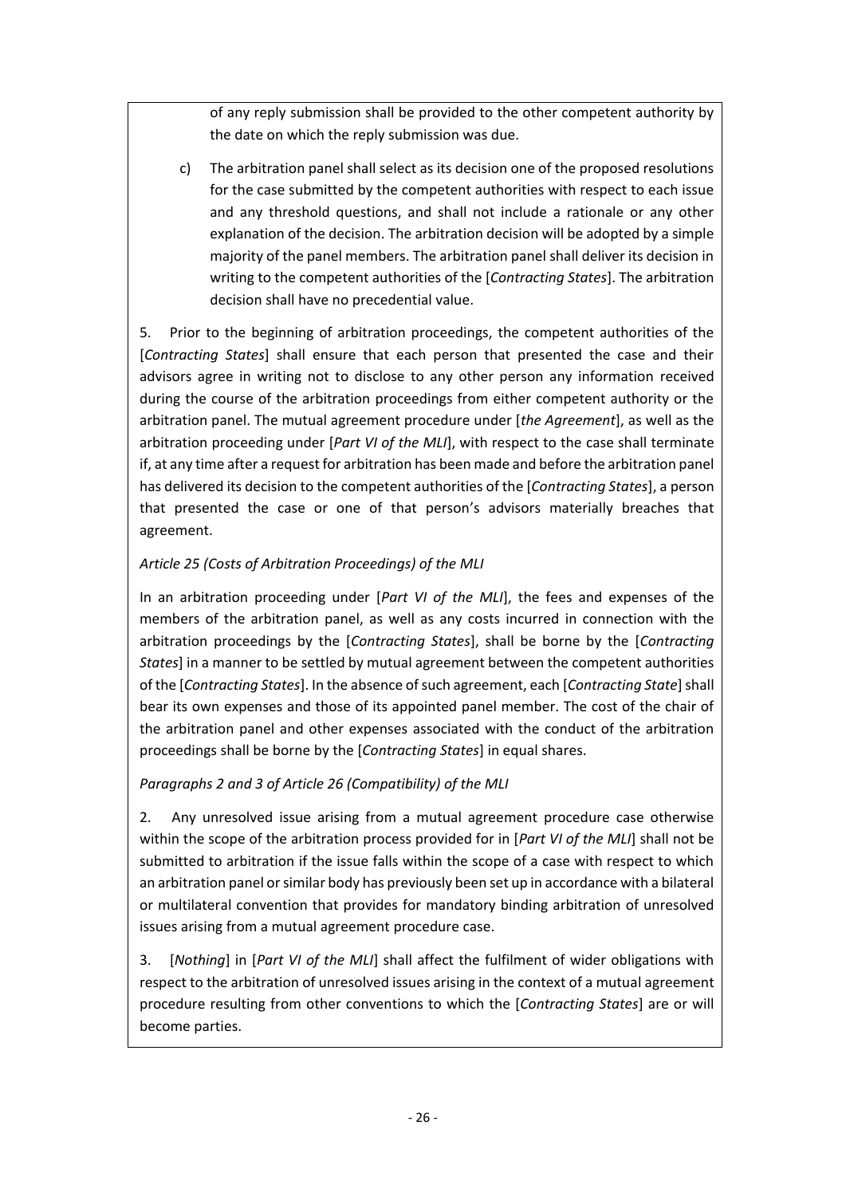of any reply submission shall be provided to the other competent authority by the date on which the reply submission was due.

c) The arbitration panel shall select as its decision one of the proposed resolutions for the case submitted by the competent authorities with respect to each issue and any threshold questions, and shall not include a rationale or any other explanation of the decision. The arbitration decision will be adopted by a simple majority of the panel members. The arbitration panel shall deliver its decision in writing to the competent authorities of the [*Contracting States*]. The arbitration decision shall have no precedential value.

5. Prior to the beginning of arbitration proceedings, the competent authorities of the [*Contracting States*] shall ensure that each person that presented the case and their advisors agree in writing not to disclose to any other person any information received during the course of the arbitration proceedings from either competent authority or the arbitration panel. The mutual agreement procedure under [*the Agreement*], as well as the arbitration proceeding under [*Part VI of the MLI*], with respect to the case shall terminate if, at any time after a request for arbitration has been made and before the arbitration panel has delivered its decision to the competent authorities of the [*Contracting States*], a person that presented the case or one of that person's advisors materially breaches that agreement.

*Article 25 (Costs of Arbitration Proceedings) of the MLI*

In an arbitration proceeding under [*Part VI of the MLI*], the fees and expenses of the members of the arbitration panel, as well as any costs incurred in connection with the arbitration proceedings by the [*Contracting States*], shall be borne by the [*Contracting States*] in a manner to be settled by mutual agreement between the competent authorities of the [*Contracting States*]. In the absence of such agreement, each [*Contracting State*] shall bear its own expenses and those of its appointed panel member. The cost of the chair of the arbitration panel and other expenses associated with the conduct of the arbitration proceedings shall be borne by the [*Contracting States*] in equal shares.

*Paragraphs 2 and 3 of Article 26 (Compatibility) of the MLI*

2. Any unresolved issue arising from a mutual agreement procedure case otherwise within the scope of the arbitration process provided for in [*Part VI of the MLI*] shall not be submitted to arbitration if the issue falls within the scope of a case with respect to which an arbitration panel or similar body has previously been set up in accordance with a bilateral or multilateral convention that provides for mandatory binding arbitration of unresolved issues arising from a mutual agreement procedure case.

3. [*Nothing*] in [*Part VI of the MLI*] shall affect the fulfilment of wider obligations with respect to the arbitration of unresolved issues arising in the context of a mutual agreement procedure resulting from other conventions to which the [*Contracting States*] are or will become parties.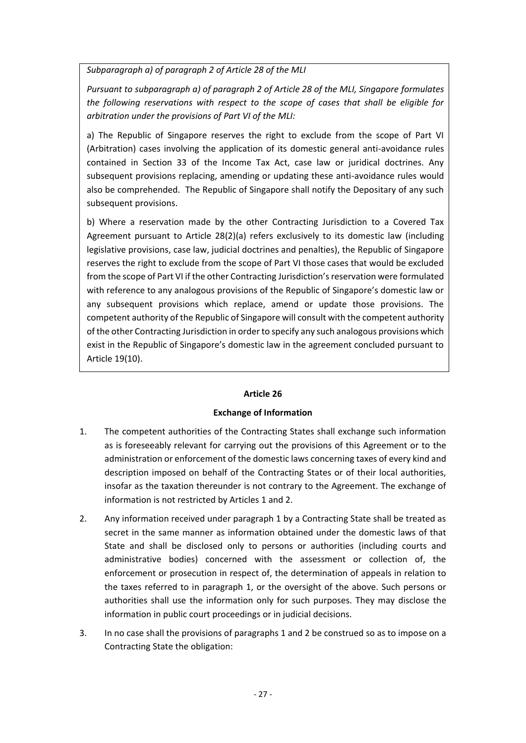*Subparagraph a) of paragraph 2 of Article 28 of the MLI*

*Pursuant to subparagraph a) of paragraph 2 of Article 28 of the MLI, Singapore formulates the following reservations with respect to the scope of cases that shall be eligible for arbitration under the provisions of Part VI of the MLI:*

a) The Republic of Singapore reserves the right to exclude from the scope of Part VI (Arbitration) cases involving the application of its domestic general anti-avoidance rules contained in Section 33 of the Income Tax Act, case law or juridical doctrines. Any subsequent provisions replacing, amending or updating these anti-avoidance rules would also be comprehended. The Republic of Singapore shall notify the Depositary of any such subsequent provisions.

b) Where a reservation made by the other Contracting Jurisdiction to a Covered Tax Agreement pursuant to Article 28(2)(a) refers exclusively to its domestic law (including legislative provisions, case law, judicial doctrines and penalties), the Republic of Singapore reserves the right to exclude from the scope of Part VI those cases that would be excluded from the scope of Part VI if the other Contracting Jurisdiction's reservation were formulated with reference to any analogous provisions of the Republic of Singapore's domestic law or any subsequent provisions which replace, amend or update those provisions. The competent authority of the Republic of Singapore will consult with the competent authority of the other Contracting Jurisdiction in order to specify any such analogous provisions which exist in the Republic of Singapore's domestic law in the agreement concluded pursuant to Article 19(10).

## Article 26

## Exchange of Information

1. The competent authorities of the Contracting States shall exchange such information as is foreseeably relevant for carrying out the provisions of this Agreement or to the administration or enforcement of the domestic laws concerning taxes of every kind and description imposed on behalf of the Contracting States or of their local authorities, insofar as the taxation thereunder is not contrary to the Agreement. The exchange of information is not restricted by Articles 1 and 2.

2. Any information received under paragraph 1 by a Contracting State shall be treated as secret in the same manner as information obtained under the domestic laws of that State and shall be disclosed only to persons or authorities (including courts and administrative bodies) concerned with the assessment or collection of, the enforcement or prosecution in respect of, the determination of appeals in relation to the taxes referred to in paragraph 1, or the oversight of the above. Such persons or authorities shall use the information only for such purposes. They may disclose the information in public court proceedings or in judicial decisions.

3. In no case shall the provisions of paragraphs 1 and 2 be construed so as to impose on a Contracting State the obligation: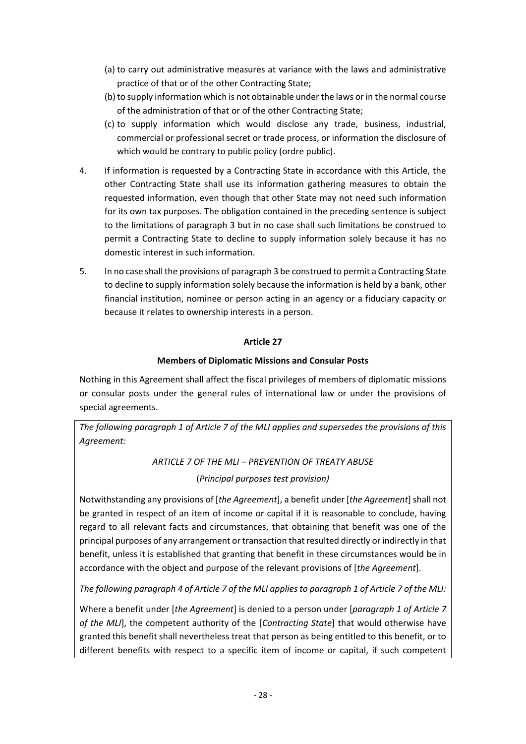(a) to carry out administrative measures at variance with the laws and administrative practice of that or of the other Contracting State;

(b) to supply information which is not obtainable under the laws or in the normal course of the administration of that or of the other Contracting State;

(c) to supply information which would disclose any trade, business, industrial, commercial or professional secret or trade process, or information the disclosure of which would be contrary to public policy (ordre public).

4. If information is requested by a Contracting State in accordance with this Article, the other Contracting State shall use its information gathering measures to obtain the requested information, even though that other State may not need such information for its own tax purposes. The obligation contained in the preceding sentence is subject to the limitations of paragraph 3 but in no case shall such limitations be construed to permit a Contracting State to decline to supply information solely because it has no domestic interest in such information.

5. In no case shall the provisions of paragraph 3 be construed to permit a Contracting State to decline to supply information solely because the information is held by a bank, other financial institution, nominee or person acting in an agency or a fiduciary capacity or because it relates to ownership interests in a person.

**Article 27**

**Members of Diplomatic Missions and Consular Posts**

Nothing in this Agreement shall affect the fiscal privileges of members of diplomatic missions or consular posts under the general rules of international law or under the provisions of special agreements.

*The following paragraph 1 of Article 7 of the MLI applies and supersedes the provisions of this Agreement:*

*ARTICLE 7 OF THE MLI – PREVENTION OF TREATY ABUSE*

(*Principal purposes test provision)*

Notwithstanding any provisions of [*the Agreement*], a benefit under [*the Agreement*] shall not be granted in respect of an item of income or capital if it is reasonable to conclude, having regard to all relevant facts and circumstances, that obtaining that benefit was one of the principal purposes of any arrangement or transaction that resulted directly or indirectly in that benefit, unless it is established that granting that benefit in these circumstances would be in accordance with the object and purpose of the relevant provisions of [*the Agreement*].

*The following paragraph 4 of Article 7 of the MLI applies to paragraph 1 of Article 7 of the MLI:*

Where a benefit under [*the Agreement*] is denied to a person under [*paragraph 1 of Article 7 of the MLI*], the competent authority of the [*Contracting State*] that would otherwise have granted this benefit shall nevertheless treat that person as being entitled to this benefit, or to different benefits with respect to a specific item of income or capital, if such competent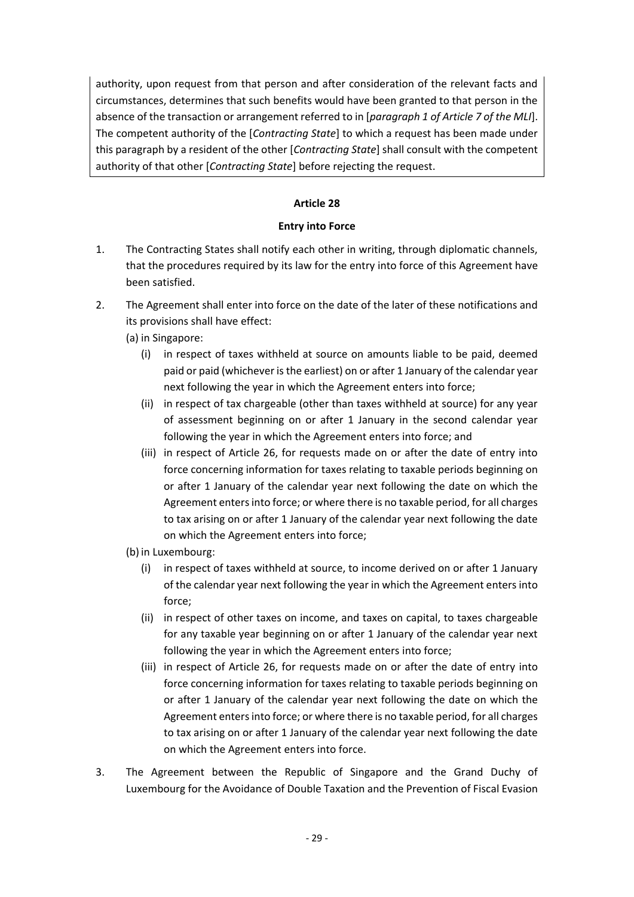authority, upon request from that person and after consideration of the relevant facts and circumstances, determines that such benefits would have been granted to that person in the absence of the transaction or arrangement referred to in [*paragraph 1 of Article 7 of the MLI*]. The competent authority of the [*Contracting State*] to which a request has been made under this paragraph by a resident of the other [*Contracting State*] shall consult with the competent authority of that other [*Contracting State*] before rejecting the request.

**Article 28**

**Entry into Force**

1. The Contracting States shall notify each other in writing, through diplomatic channels, that the procedures required by its law for the entry into force of this Agreement have been satisfied.

2. The Agreement shall enter into force on the date of the later of these notifications and its provisions shall have effect:

   (a) in Singapore:

   (i) in respect of taxes withheld at source on amounts liable to be paid, deemed paid or paid (whichever is the earliest) on or after 1 January of the calendar year next following the year in which the Agreement enters into force;

   (ii) in respect of tax chargeable (other than taxes withheld at source) for any year of assessment beginning on or after 1 January in the second calendar year following the year in which the Agreement enters into force; and

   (iii) in respect of Article 26, for requests made on or after the date of entry into force concerning information for taxes relating to taxable periods beginning on or after 1 January of the calendar year next following the date on which the Agreement enters into force; or where there is no taxable period, for all charges to tax arising on or after 1 January of the calendar year next following the date on which the Agreement enters into force;

   (b) in Luxembourg:

   (i) in respect of taxes withheld at source, to income derived on or after 1 January of the calendar year next following the year in which the Agreement enters into force;

   (ii) in respect of other taxes on income, and taxes on capital, to taxes chargeable for any taxable year beginning on or after 1 January of the calendar year next following the year in which the Agreement enters into force;

   (iii) in respect of Article 26, for requests made on or after the date of entry into force concerning information for taxes relating to taxable periods beginning on or after 1 January of the calendar year next following the date on which the Agreement enters into force; or where there is no taxable period, for all charges to tax arising on or after 1 January of the calendar year next following the date on which the Agreement enters into force.

3. The Agreement between the Republic of Singapore and the Grand Duchy of Luxembourg for the Avoidance of Double Taxation and the Prevention of Fiscal Evasion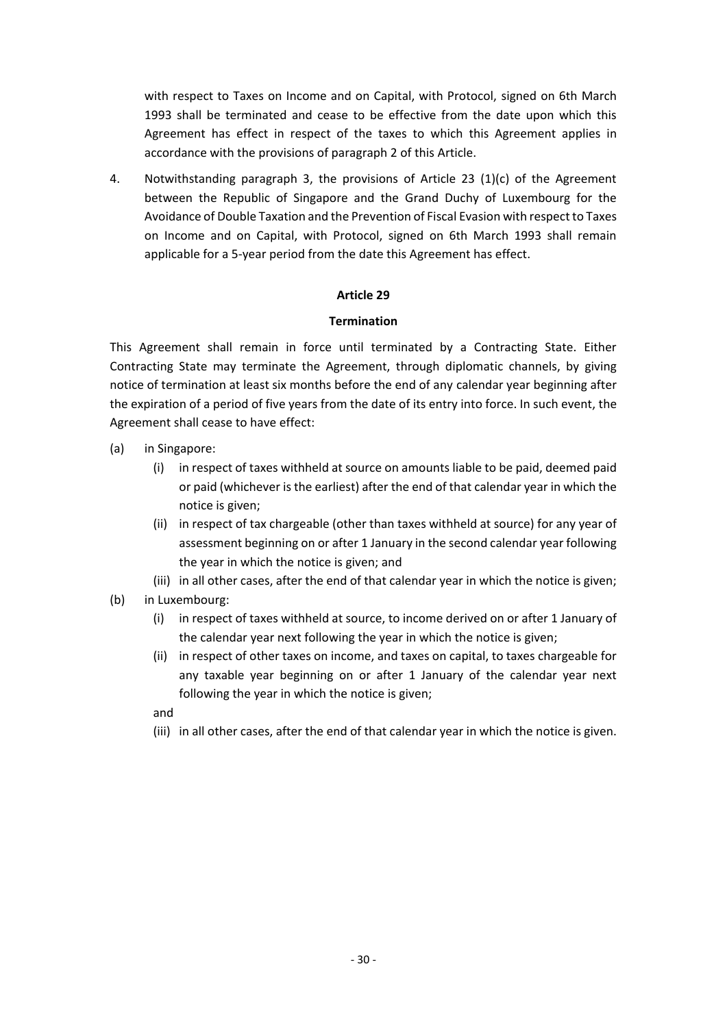with respect to Taxes on Income and on Capital, with Protocol, signed on 6th March 1993 shall be terminated and cease to be effective from the date upon which this Agreement has effect in respect of the taxes to which this Agreement applies in accordance with the provisions of paragraph 2 of this Article.

4. Notwithstanding paragraph 3, the provisions of Article 23 (1)(c) of the Agreement between the Republic of Singapore and the Grand Duchy of Luxembourg for the Avoidance of Double Taxation and the Prevention of Fiscal Evasion with respect to Taxes on Income and on Capital, with Protocol, signed on 6th March 1993 shall remain applicable for a 5-year period from the date this Agreement has effect.

**Article 29**

**Termination**

This Agreement shall remain in force until terminated by a Contracting State. Either Contracting State may terminate the Agreement, through diplomatic channels, by giving notice of termination at least six months before the end of any calendar year beginning after the expiration of a period of five years from the date of its entry into force. In such event, the Agreement shall cease to have effect:

(a) in Singapore:

   (i) in respect of taxes withheld at source on amounts liable to be paid, deemed paid or paid (whichever is the earliest) after the end of that calendar year in which the notice is given;

   (ii) in respect of tax chargeable (other than taxes withheld at source) for any year of assessment beginning on or after 1 January in the second calendar year following the year in which the notice is given; and

   (iii) in all other cases, after the end of that calendar year in which the notice is given;

(b) in Luxembourg:

   (i) in respect of taxes withheld at source, to income derived on or after 1 January of the calendar year next following the year in which the notice is given;

   (ii) in respect of other taxes on income, and taxes on capital, to taxes chargeable for any taxable year beginning on or after 1 January of the calendar year next following the year in which the notice is given;

   and

   (iii) in all other cases, after the end of that calendar year in which the notice is given.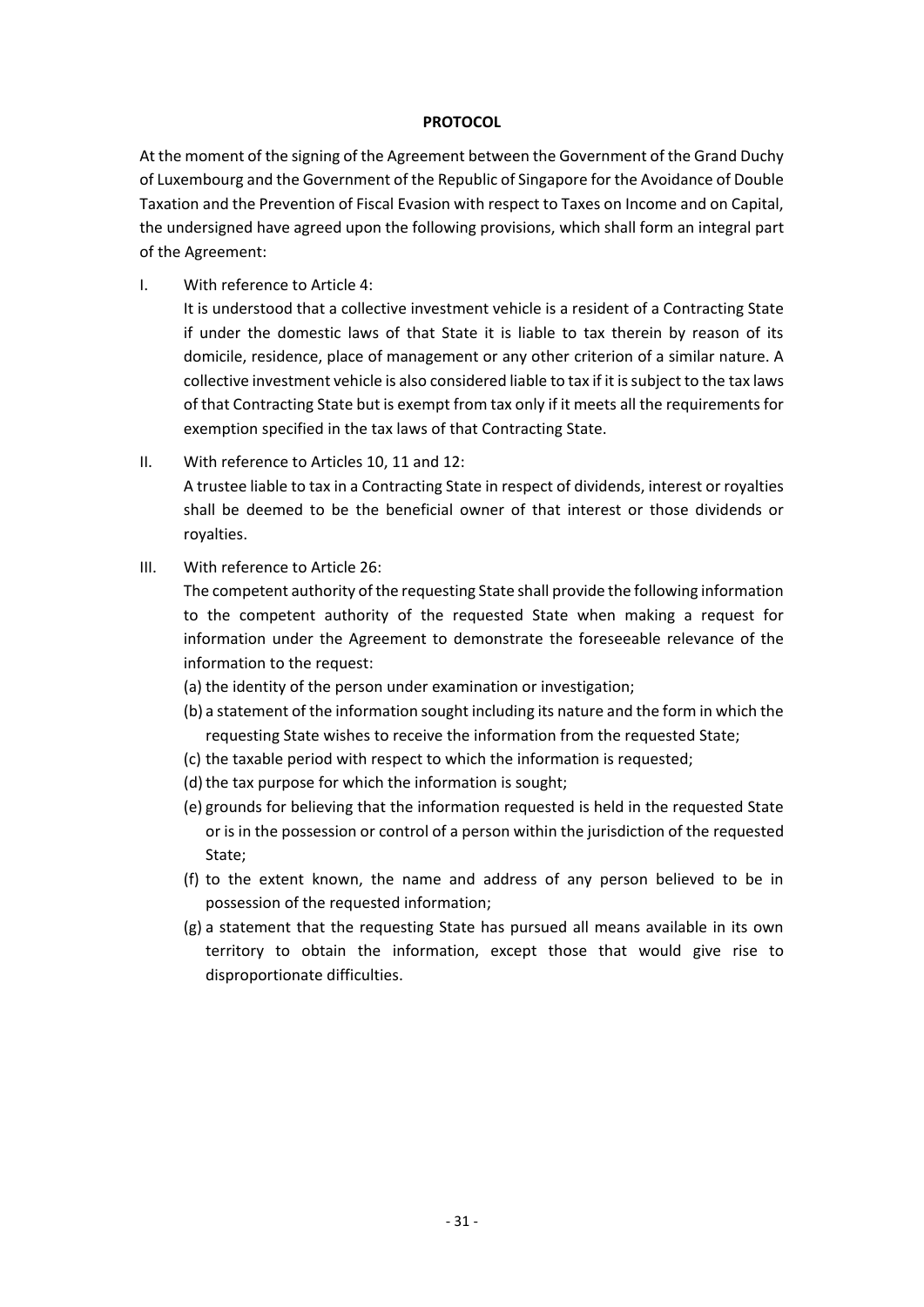**PROTOCOL**

At the moment of the signing of the Agreement between the Government of the Grand Duchy of Luxembourg and the Government of the Republic of Singapore for the Avoidance of Double Taxation and the Prevention of Fiscal Evasion with respect to Taxes on Income and on Capital, the undersigned have agreed upon the following provisions, which shall form an integral part of the Agreement:

I. With reference to Article 4:

It is understood that a collective investment vehicle is a resident of a Contracting State if under the domestic laws of that State it is liable to tax therein by reason of its domicile, residence, place of management or any other criterion of a similar nature. A collective investment vehicle is also considered liable to tax if it is subject to the tax laws of that Contracting State but is exempt from tax only if it meets all the requirements for exemption specified in the tax laws of that Contracting State.

II. With reference to Articles 10, 11 and 12:

A trustee liable to tax in a Contracting State in respect of dividends, interest or royalties shall be deemed to be the beneficial owner of that interest or those dividends or royalties.

III. With reference to Article 26:

The competent authority of the requesting State shall provide the following information to the competent authority of the requested State when making a request for information under the Agreement to demonstrate the foreseeable relevance of the information to the request:

(a) the identity of the person under examination or investigation;

(b) a statement of the information sought including its nature and the form in which the requesting State wishes to receive the information from the requested State;

(c) the taxable period with respect to which the information is requested;

(d) the tax purpose for which the information is sought;

(e) grounds for believing that the information requested is held in the requested State or is in the possession or control of a person within the jurisdiction of the requested State;

(f) to the extent known, the name and address of any person believed to be in possession of the requested information;

(g) a statement that the requesting State has pursued all means available in its own territory to obtain the information, except those that would give rise to disproportionate difficulties.